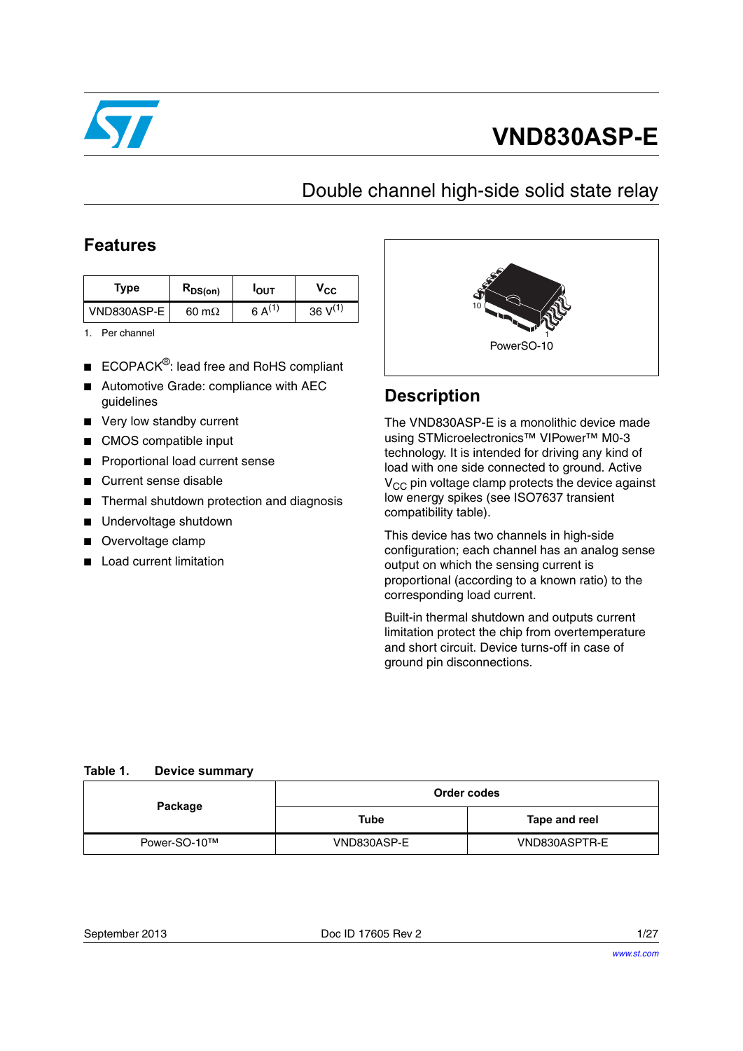# VND830ASP-E

## Double channel high-side solid state relay

## Features

| Type | $R_{DS(on)}$ | $I_{OUT}$ | $V_{CC}$ |
|---|---|---|---|
| VND830ASP-E | 60 mΩ | 6 A[(1)] | 36 V[(1)] |

1. Per channel

- ECOPACK®: lead free and RoHS compliant
- Automotive Grade: compliance with AEC guidelines
- Very low standby current
- CMOS compatible input
- Proportional load current sense
- Current sense disable
- Thermal shutdown protection and diagnosis
- Undervoltage shutdown
- Overvoltage clamp
- Load current limitation

PowerSO-10

## Description

The VND830ASP-E is a monolithic device made using STMicroelectronics™ VIPower™ M0-3 technology. It is intended for driving any kind of load with one side connected to ground. Active $V_{CC}$ pin voltage clamp protects the device against low energy spikes (see ISO7637 transient compatibility table).

This device has two channels in high-side configuration; each channel has an analog sense output on which the sensing current is proportional (according to a known ratio) to the corresponding load current.

Built-in thermal shutdown and outputs current limitation protect the chip from overtemperature and short circuit. Device turns-off in case of ground pin disconnections.

**Table 1. Device summary**

| Package | Order codes | |
|---|---|---|
| | Tube | Tape and reel |
| Power-SO-10™ | VND830ASP-E | VND830ASPTR-E |

September 2013 Doc ID 17605 Rev 2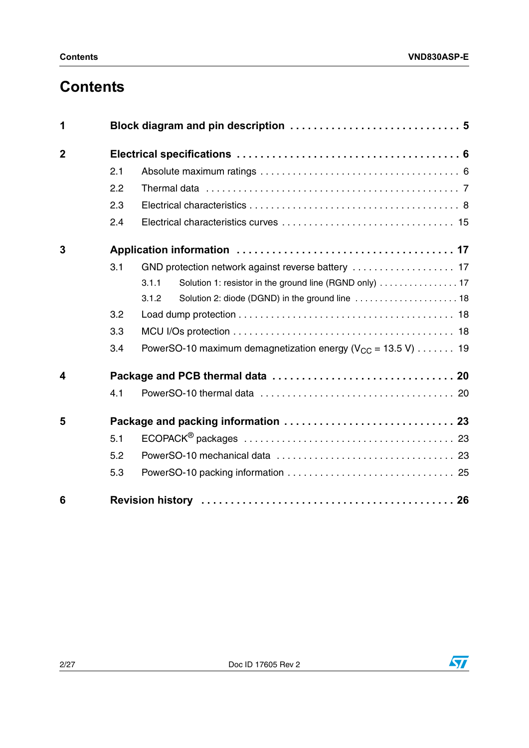# Contents

**1 Block diagram and pin description . . . . . . . . . . . . . . . . . . . . . . . . . . . . 5**

**2 Electrical specifications . . . . . . . . . . . . . . . . . . . . . . . . . . . . . . . . . . . . 6**

2.1 Absolute maximum ratings . . . . . . . . . . . . . . . . . . . . . . . . . . . . . . . . . . 6

2.2 Thermal data . . . . . . . . . . . . . . . . . . . . . . . . . . . . . . . . . . . . . . . . . . . 7

2.3 Electrical characteristics . . . . . . . . . . . . . . . . . . . . . . . . . . . . . . . . . . . 8

2.4 Electrical characteristics curves . . . . . . . . . . . . . . . . . . . . . . . . . . . . . . 15

**3 Application information . . . . . . . . . . . . . . . . . . . . . . . . . . . . . . . . . . . . 17**

3.1 GND protection network against reverse battery . . . . . . . . . . . . . . . . . . . 17

3.1.1 Solution 1: resistor in the ground line (RGND only) . . . . . . . . . . . . . . . 17

3.1.2 Solution 2: diode (DGND) in the ground line . . . . . . . . . . . . . . . . . . . . 18

3.2 Load dump protection . . . . . . . . . . . . . . . . . . . . . . . . . . . . . . . . . . . . . 18

3.3 MCU I/Os protection . . . . . . . . . . . . . . . . . . . . . . . . . . . . . . . . . . . . . . 18

3.4 PowerSO-10 maximum demagnetization energy ($V_{CC}$ = 13.5 V) . . . . . . . 19

**4 Package and PCB thermal data . . . . . . . . . . . . . . . . . . . . . . . . . . . . . . . 20**

4.1 PowerSO-10 thermal data . . . . . . . . . . . . . . . . . . . . . . . . . . . . . . . . . . 20

**5 Package and packing information . . . . . . . . . . . . . . . . . . . . . . . . . . . . . 23**

5.1 ECOPACK® packages . . . . . . . . . . . . . . . . . . . . . . . . . . . . . . . . . . . . . 23

5.2 PowerSO-10 mechanical data . . . . . . . . . . . . . . . . . . . . . . . . . . . . . . . . 23

5.3 PowerSO-10 packing information . . . . . . . . . . . . . . . . . . . . . . . . . . . . . . 25

**6 Revision history . . . . . . . . . . . . . . . . . . . . . . . . . . . . . . . . . . . . . . . . . . 26**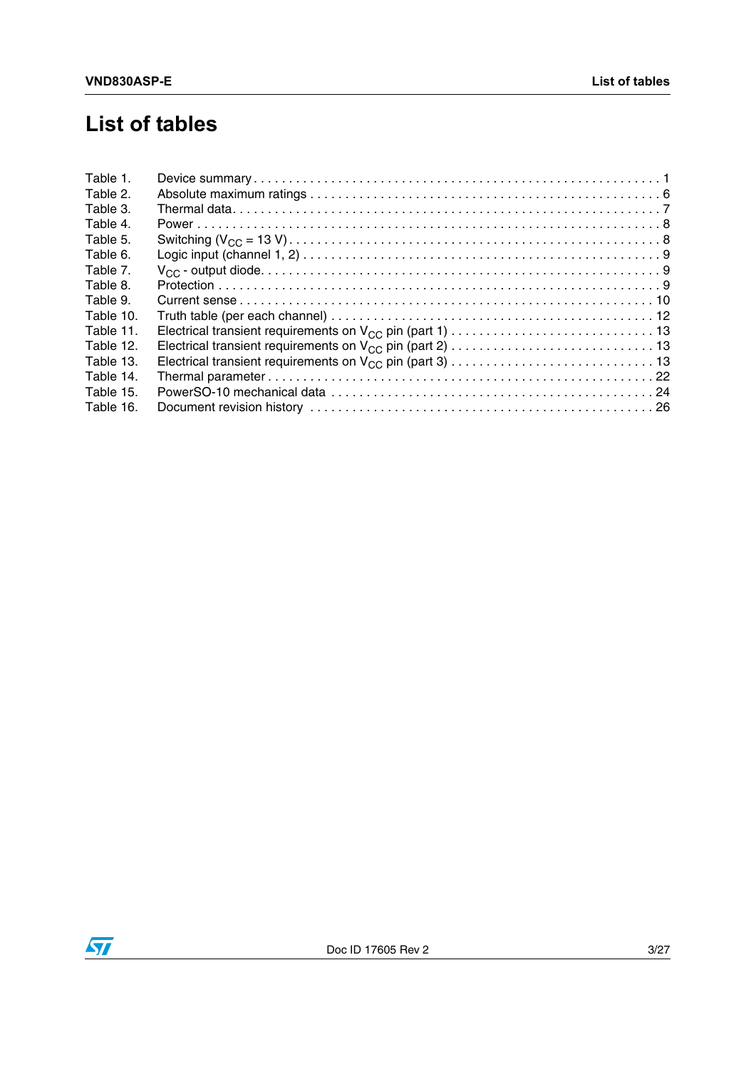# List of tables

| | | |
|---|---|---|
| Table 1. | Device summary | 1 |
| Table 2. | Absolute maximum ratings | 6 |
| Table 3. | Thermal data | 7 |
| Table 4. | Power | 8 |
| Table 5. | Switching ($V_{CC}$ = 13 V) | 8 |
| Table 6. | Logic input (channel 1, 2) | 9 |
| Table 7. | $V_{CC}$ - output diode | 9 |
| Table 8. | Protection | 9 |
| Table 9. | Current sense | 10 |
| Table 10. | Truth table (per each channel) | 12 |
| Table 11. | Electrical transient requirements on $V_{CC}$ pin (part 1) | 13 |
| Table 12. | Electrical transient requirements on $V_{CC}$ pin (part 2) | 13 |
| Table 13. | Electrical transient requirements on $V_{CC}$ pin (part 3) | 13 |
| Table 14. | Thermal parameter | 22 |
| Table 15. | PowerSO-10 mechanical data | 24 |
| Table 16. | Document revision history | 26 |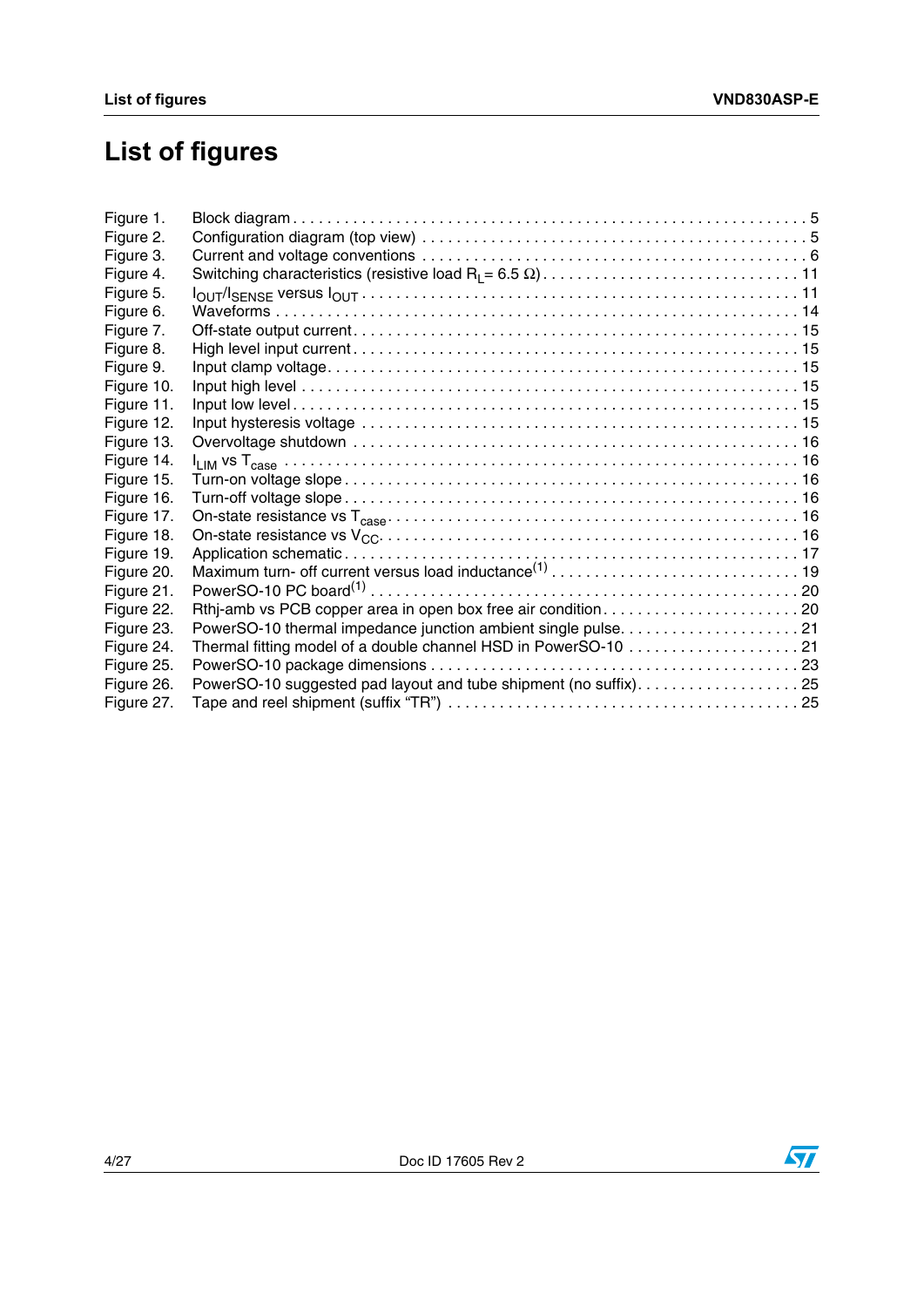# List of figures

Figure 1. Block diagram . . . . . . . . . . . . . . . . . . . . . . . . . . . . . . . . . . . . . . . . . . . . . . . . . . . . . . . . . . . 5
Figure 2. Configuration diagram (top view) . . . . . . . . . . . . . . . . . . . . . . . . . . . . . . . . . . . . . . . . . . . 5
Figure 3. Current and voltage conventions . . . . . . . . . . . . . . . . . . . . . . . . . . . . . . . . . . . . . . . . . . . 6
Figure 4. Switching characteristics (resistive load $R_L$= 6.5 Ω) . . . . . . . . . . . . . . . . . . . . . . . . . . . . . . 11
Figure 5. $I_{OUT}/I_{SENSE}$ versus $I_{OUT}$ . . . . . . . . . . . . . . . . . . . . . . . . . . . . . . . . . . . . . . . . . . . . . . . . . 11
Figure 6. Waveforms . . . . . . . . . . . . . . . . . . . . . . . . . . . . . . . . . . . . . . . . . . . . . . . . . . . . . . . . . 14
Figure 7. Off-state output current. . . . . . . . . . . . . . . . . . . . . . . . . . . . . . . . . . . . . . . . . . . . . . . . . . 15
Figure 8. High level input current. . . . . . . . . . . . . . . . . . . . . . . . . . . . . . . . . . . . . . . . . . . . . . . . . . 15
Figure 9. Input clamp voltage. . . . . . . . . . . . . . . . . . . . . . . . . . . . . . . . . . . . . . . . . . . . . . . . . . . . . 15
Figure 10. Input high level . . . . . . . . . . . . . . . . . . . . . . . . . . . . . . . . . . . . . . . . . . . . . . . . . . . . . . . 15
Figure 11. Input low level . . . . . . . . . . . . . . . . . . . . . . . . . . . . . . . . . . . . . . . . . . . . . . . . . . . . . . . . 15
Figure 12. Input hysteresis voltage . . . . . . . . . . . . . . . . . . . . . . . . . . . . . . . . . . . . . . . . . . . . . . . . . 15
Figure 13. Overvoltage shutdown . . . . . . . . . . . . . . . . . . . . . . . . . . . . . . . . . . . . . . . . . . . . . . . . . . 16
Figure 14. $I_{LIM}$ vs $T_{case}$ . . . . . . . . . . . . . . . . . . . . . . . . . . . . . . . . . . . . . . . . . . . . . . . . . . . . . . . . 16
Figure 15. Turn-on voltage slope . . . . . . . . . . . . . . . . . . . . . . . . . . . . . . . . . . . . . . . . . . . . . . . . . . 16
Figure 16. Turn-off voltage slope . . . . . . . . . . . . . . . . . . . . . . . . . . . . . . . . . . . . . . . . . . . . . . . . . . 16
Figure 17. On-state resistance vs $T_{case}$ . . . . . . . . . . . . . . . . . . . . . . . . . . . . . . . . . . . . . . . . . . . . . 16
Figure 18. On-state resistance vs $V_{CC}$. . . . . . . . . . . . . . . . . . . . . . . . . . . . . . . . . . . . . . . . . . . . . . 16
Figure 19. Application schematic. . . . . . . . . . . . . . . . . . . . . . . . . . . . . . . . . . . . . . . . . . . . . . . . . . 17
Figure 20. Maximum turn- off current versus load inductance[1] . . . . . . . . . . . . . . . . . . . . . . . . . . . . . 19
Figure 21. PowerSO-10 PC board[1] . . . . . . . . . . . . . . . . . . . . . . . . . . . . . . . . . . . . . . . . . . . . . . . . 20
Figure 22. Rthj-amb vs PCB copper area in open box free air condition. . . . . . . . . . . . . . . . . . . . . . . . 20
Figure 23. PowerSO-10 thermal impedance junction ambient single pulse. . . . . . . . . . . . . . . . . . . . . 21
Figure 24. Thermal fitting model of a double channel HSD in PowerSO-10 . . . . . . . . . . . . . . . . . . . . 21
Figure 25. PowerSO-10 package dimensions . . . . . . . . . . . . . . . . . . . . . . . . . . . . . . . . . . . . . . . . . 23
Figure 26. PowerSO-10 suggested pad layout and tube shipment (no suffix). . . . . . . . . . . . . . . . . . . 25
Figure 27. Tape and reel shipment (suffix "TR") . . . . . . . . . . . . . . . . . . . . . . . . . . . . . . . . . . . . . . . 25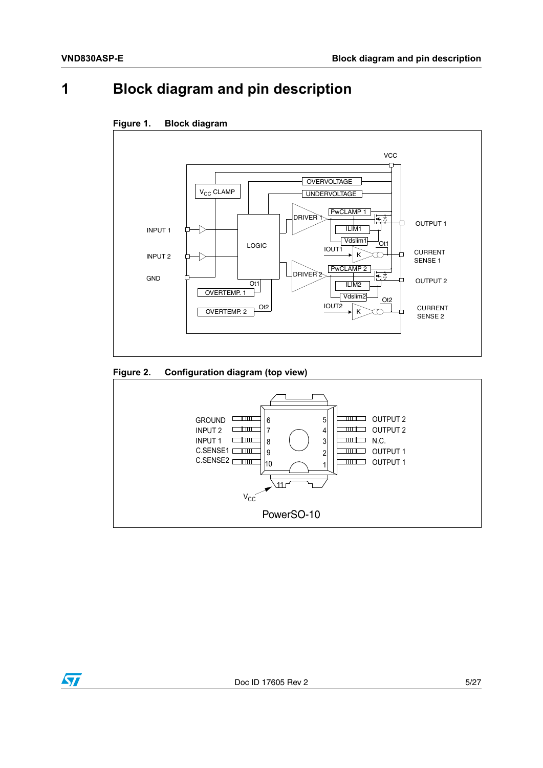# 1 Block diagram and pin description

Figure 1. Block diagram

Figure 2. Configuration diagram (top view)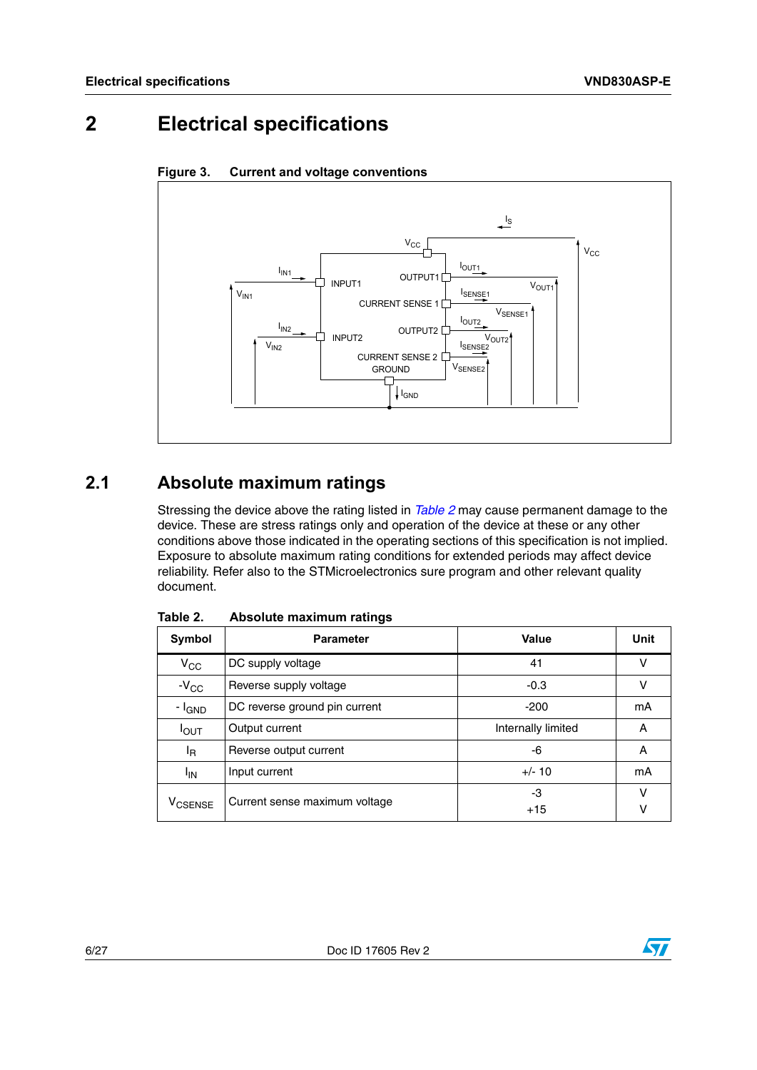# 2 Electrical specifications

**Figure 3. Current and voltage conventions**

## 2.1 Absolute maximum ratings

Stressing the device above the rating listed in *Table 2* may cause permanent damage to the device. These are stress ratings only and operation of the device at these or any other conditions above those indicated in the operating sections of this specification is not implied. Exposure to absolute maximum rating conditions for extended periods may affect device reliability. Refer also to the STMicroelectronics sure program and other relevant quality document.

**Table 2. Absolute maximum ratings**

| Symbol | Parameter | Value | Unit |
|---|---|---|---|
| $V_{CC}$ | DC supply voltage | 41 | V |
| $-V_{CC}$ | Reverse supply voltage | -0.3 | V |
| $-I_{GND}$ | DC reverse ground pin current | -200 | mA |
| $I_{OUT}$ | Output current | Internally limited | A |
| $I_R$ | Reverse output current | -6 | A |
| $I_{IN}$ | Input current | +/- 10 | mA |
| $V_{CSENSE}$ | Current sense maximum voltage | -3<br>+15 | V<br>V |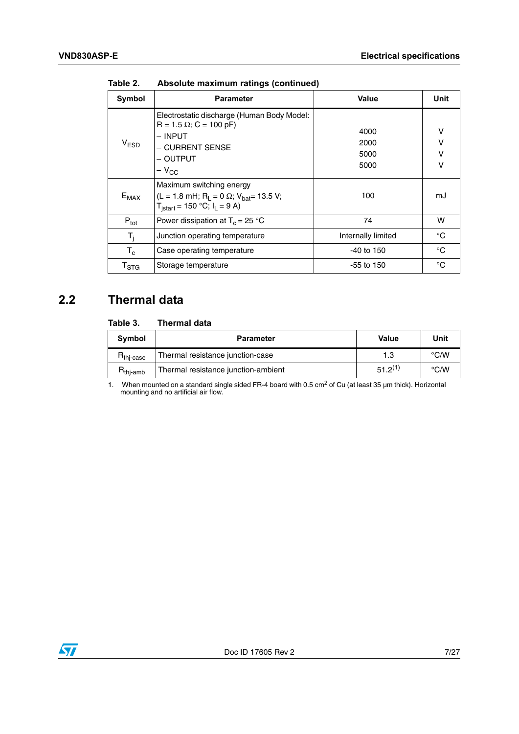Table 2. Absolute maximum ratings (continued)

| Symbol | Parameter | Value | Unit |
|---|---|---|---|
| $V_{ESD}$ | Electrostatic discharge (Human Body Model: R = 1.5 Ω; C = 100 pF)<br>– INPUT<br>– CURRENT SENSE<br>– OUTPUT<br>– $V_{CC}$ | <br><br>4000<br>2000<br>5000<br>5000 | <br><br>V<br>V<br>V<br>V |
| $E_{MAX}$ | Maximum switching energy<br>(L = 1.8 mH; $R_L$ = 0 Ω; $V_{bat}$= 13.5 V; $T_{jstart}$ = 150 °C; $I_L$ = 9 A) | 100 | mJ |
| $P_{tot}$ | Power dissipation at $T_c$ = 25 °C | 74 | W |
| $T_j$ | Junction operating temperature | Internally limited | °C |
| $T_c$ | Case operating temperature | -40 to 150 | °C |
| $T_{STG}$ | Storage temperature | -55 to 150 | °C |

## 2.2 Thermal data

Table 3. Thermal data

| Symbol | Parameter | Value | Unit |
|---|---|---|---|
| $R_{thj\text{-}case}$ | Thermal resistance junction-case | 1.3 | °C/W |
| $R_{thj\text{-}amb}$ | Thermal resistance junction-ambient | 51.2 [1] | °C/W |

1. When mounted on a standard single sided FR-4 board with 0.5 $cm^2$ of Cu (at least 35 µm thick). Horizontal mounting and no artificial air flow.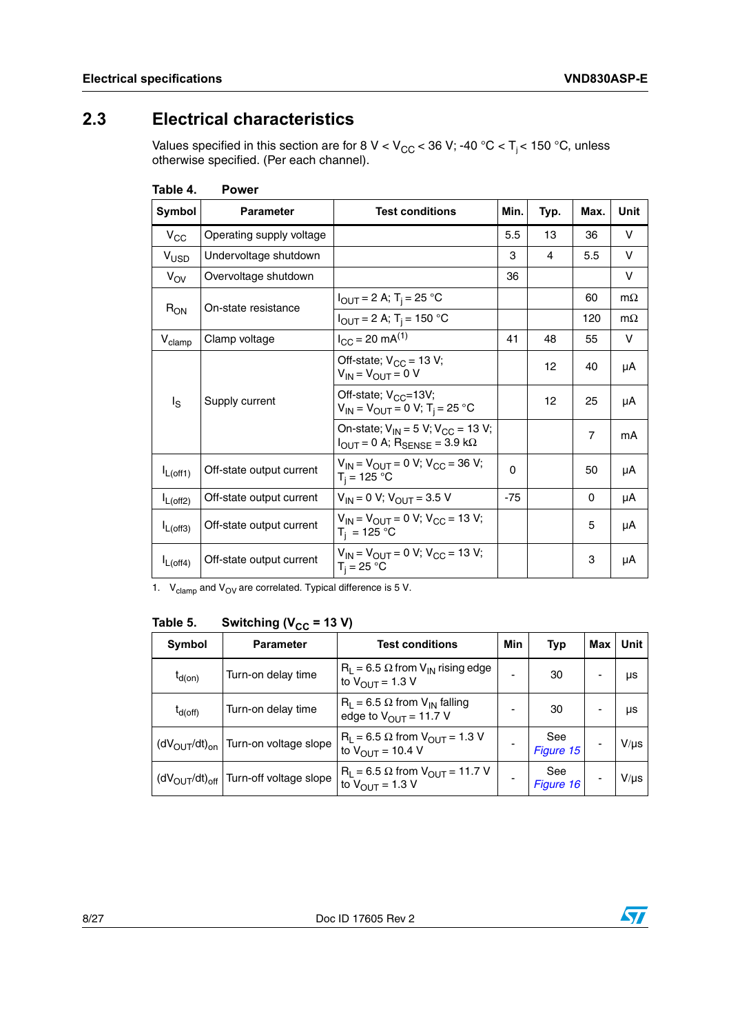## 2.3 Electrical characteristics

Values specified in this section are for 8 V < $V_{CC}$ < 36 V; -40 °C < $T_j$ < 150 °C, unless otherwise specified. (Per each channel).

**Table 4. Power**

| Symbol | Parameter | Test conditions | Min. | Typ. | Max. | Unit |
|---|---|---|---|---|---|---|
| $V_{CC}$ | Operating supply voltage | | 5.5 | 13 | 36 | V |
| $V_{USD}$ | Undervoltage shutdown | | 3 | 4 | 5.5 | V |
| $V_{OV}$ | Overvoltage shutdown | | 36 | | | V |
| $R_{ON}$ | On-state resistance | $I_{OUT}$ = 2 A; $T_j$ = 25 °C | | | 60 | mΩ |
| | | $I_{OUT}$ = 2 A; $T_j$ = 150 °C | | | 120 | mΩ |
| $V_{clamp}$ | Clamp voltage | $I_{CC}$ = 20 mA[1] | 41 | 48 | 55 | V |
| $I_S$ | Supply current | Off-state; $V_{CC}$ = 13 V; $V_{IN}$ = $V_{OUT}$ = 0 V | | 12 | 40 | µA |
| | | Off-state; $V_{CC}$=13V; $V_{IN}$ = $V_{OUT}$ = 0 V; $T_j$ = 25 °C | | 12 | 25 | µA |
| | | On-state; $V_{IN}$ = 5 V; $V_{CC}$ = 13 V; $I_{OUT}$ = 0 A; $R_{SENSE}$ = 3.9 kΩ | | | 7 | mA |
| $I_{L(off1)}$ | Off-state output current | $V_{IN}$ = $V_{OUT}$ = 0 V; $V_{CC}$ = 36 V; $T_j$ = 125 °C | 0 | | 50 | µA |
| $I_{L(off2)}$ | Off-state output current | $V_{IN}$ = 0 V; $V_{OUT}$ = 3.5 V | -75 | | 0 | µA |
| $I_{L(off3)}$ | Off-state output current | $V_{IN}$ = $V_{OUT}$ = 0 V; $V_{CC}$ = 13 V; $T_j$ = 125 °C | | | 5 | µA |
| $I_{L(off4)}$ | Off-state output current | $V_{IN}$ = $V_{OUT}$ = 0 V; $V_{CC}$ = 13 V; $T_j$ = 25 °C | | | 3 | µA |

1. $V_{clamp}$ and $V_{OV}$ are correlated. Typical difference is 5 V.

**Table 5. Switching ($V_{CC}$ = 13 V)**

| Symbol | Parameter | Test conditions | Min | Typ | Max | Unit |
|---|---|---|---|---|---|---|
| $t_{d(on)}$ | Turn-on delay time | $R_L$ = 6.5 Ω from $V_{IN}$ rising edge to $V_{OUT}$ = 1.3 V | - | 30 | - | µs |
| $t_{d(off)}$ | Turn-on delay time | $R_L$ = 6.5 Ω from $V_{IN}$ falling edge to $V_{OUT}$ = 11.7 V | - | 30 | - | µs |
| $(dV_{OUT}/dt)_{on}$ | Turn-on voltage slope | $R_L$ = 6.5 Ω from $V_{OUT}$ = 1.3 V to $V_{OUT}$ = 10.4 V | - | See *Figure 15* | - | V/µs |
| $(dV_{OUT}/dt)_{off}$ | Turn-off voltage slope | $R_L$ = 6.5 Ω from $V_{OUT}$ = 11.7 V to $V_{OUT}$ = 1.3 V | - | See *Figure 16* | - | V/µs |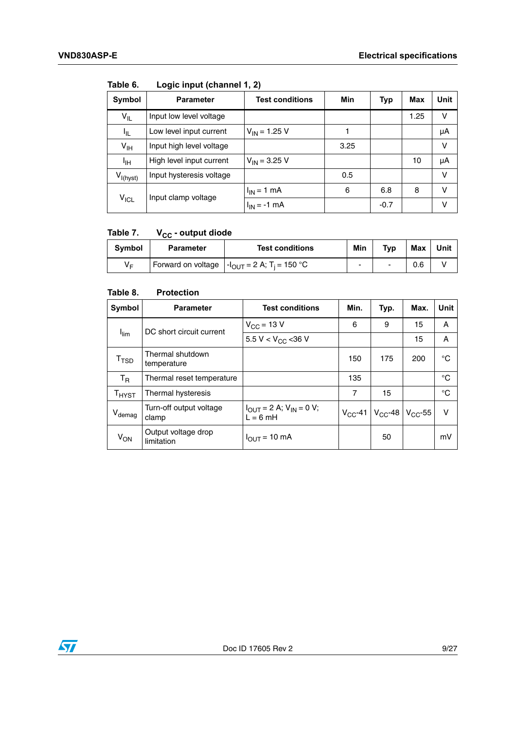Table 6. Logic input (channel 1, 2)

| Symbol | Parameter | Test conditions | Min | Typ | Max | Unit |
|---|---|---|---|---|---|---|
| $V_{IL}$ | Input low level voltage | | | | 1.25 | V |
| $I_{IL}$ | Low level input current | $V_{IN}$ = 1.25 V | 1 | | | µA |
| $V_{IH}$ | Input high level voltage | | 3.25 | | | V |
| $I_{IH}$ | High level input current | $V_{IN}$ = 3.25 V | | | 10 | µA |
| $V_{I(hyst)}$ | Input hysteresis voltage | | 0.5 | | | V |
| $V_{ICL}$ | Input clamp voltage | $I_{IN}$ = 1 mA | 6 | 6.8 | 8 | V |
| | | $I_{IN}$ = -1 mA | | -0.7 | | V |

Table 7. $V_{CC}$ - output diode

| Symbol | Parameter | Test conditions | Min | Typ | Max | Unit |
|---|---|---|---|---|---|---|
| $V_F$ | Forward on voltage | $-I_{OUT}$ = 2 A; $T_j$ = 150 °C | - | - | 0.6 | V |

Table 8. Protection

| Symbol | Parameter | Test conditions | Min. | Typ. | Max. | Unit |
|---|---|---|---|---|---|---|
| $I_{lim}$ | DC short circuit current | $V_{CC}$ = 13 V | 6 | 9 | 15 | A |
| | | 5.5 V < $V_{CC}$ <36 V | | | 15 | A |
| $T_{TSD}$ | Thermal shutdown temperature | | 150 | 175 | 200 | °C |
| $T_R$ | Thermal reset temperature | | 135 | | | °C |
| $T_{HYST}$ | Thermal hysteresis | | 7 | 15 | | °C |
| $V_{demag}$ | Turn-off output voltage clamp | $I_{OUT}$ = 2 A; $V_{IN}$ = 0 V; L = 6 mH | $V_{CC}$-41 | $V_{CC}$-48 | $V_{CC}$-55 | V |
| $V_{ON}$ | Output voltage drop limitation | $I_{OUT}$ = 10 mA | | 50 | | mV |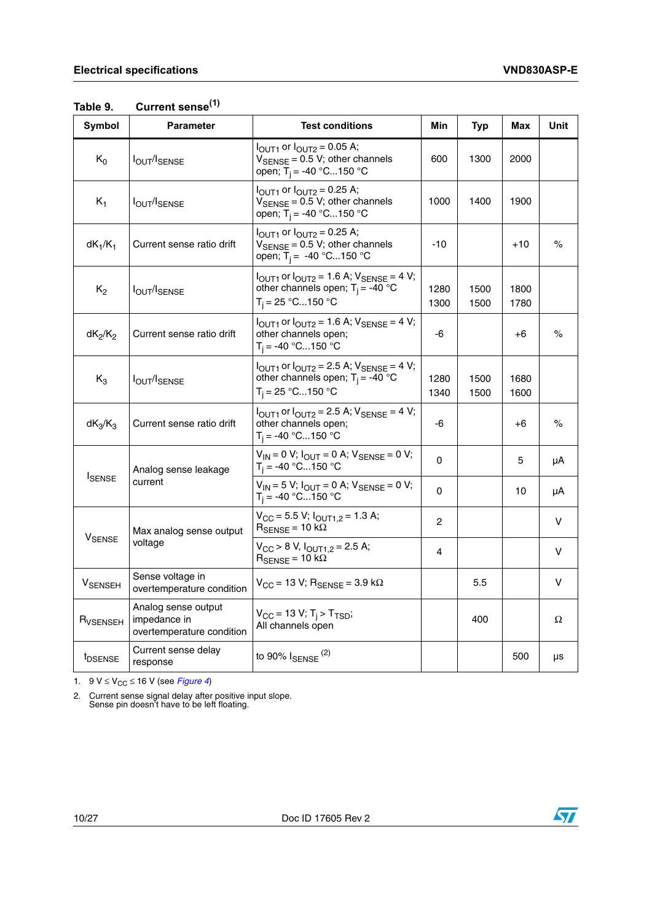**Table 9. Current sense[(1)]**

| Symbol | Parameter | Test conditions | Min | Typ | Max | Unit |
|---|---|---|---|---|---|---|
| $K_0$ | $I_{OUT}/I_{SENSE}$ | $I_{OUT1}$ or $I_{OUT2}$ = 0.05 A; $V_{SENSE}$ = 0.5 V; other channels open; $T_j$ = -40 °C...150 °C | 600 | 1300 | 2000 | |
| $K_1$ | $I_{OUT}/I_{SENSE}$ | $I_{OUT1}$ or $I_{OUT2}$ = 0.25 A; $V_{SENSE}$ = 0.5 V; other channels open; $T_j$ = -40 °C...150 °C | 1000 | 1400 | 1900 | |
| $dK_1/K_1$ | Current sense ratio drift | $I_{OUT1}$ or $I_{OUT2}$ = 0.25 A; $V_{SENSE}$ = 0.5 V; other channels open; $T_j$ = -40 °C...150 °C | -10 | | +10 | % |
| $K_2$ | $I_{OUT}/I_{SENSE}$ | $I_{OUT1}$ or $I_{OUT2}$ = 1.6 A; $V_{SENSE}$ = 4 V; other channels open; $T_j$ = -40 °C<br>$T_j$ = 25 °C...150 °C | 1280<br>1300 | 1500<br>1500 | 1800<br>1780 | |
| $dK_2/K_2$ | Current sense ratio drift | $I_{OUT1}$ or $I_{OUT2}$ = 1.6 A; $V_{SENSE}$ = 4 V; other channels open; $T_j$ = -40 °C...150 °C | -6 | | +6 | % |
| $K_3$ | $I_{OUT}/I_{SENSE}$ | $I_{OUT1}$ or $I_{OUT2}$ = 2.5 A; $V_{SENSE}$ = 4 V; other channels open; $T_j$ = -40 °C<br>$T_j$ = 25 °C...150 °C | 1280<br>1340 | 1500<br>1500 | 1680<br>1600 | |
| $dK_3/K_3$ | Current sense ratio drift | $I_{OUT1}$ or $I_{OUT2}$ = 2.5 A; $V_{SENSE}$ = 4 V; other channels open; $T_j$ = -40 °C...150 °C | -6 | | +6 | % |
| $I_{SENSE}$ | Analog sense leakage current | $V_{IN}$ = 0 V; $I_{OUT}$ = 0 A; $V_{SENSE}$ = 0 V; $T_j$ = -40 °C...150 °C | 0 | | 5 | µA |
| | | $V_{IN}$ = 5 V; $I_{OUT}$ = 0 A; $V_{SENSE}$ = 0 V; $T_j$ = -40 °C...150 °C | 0 | | 10 | µA |
| $V_{SENSE}$ | Max analog sense output voltage | $V_{CC}$ = 5.5 V; $I_{OUT1,2}$ = 1.3 A; $R_{SENSE}$ = 10 kΩ | 2 | | | V |
| | | $V_{CC}$ > 8 V, $I_{OUT1,2}$ = 2.5 A; $R_{SENSE}$ = 10 kΩ | 4 | | | V |
| $V_{SENSEH}$ | Sense voltage in overtemperature condition | $V_{CC}$ = 13 V; $R_{SENSE}$ = 3.9 kΩ | | 5.5 | | V |
| $R_{VSENSEH}$ | Analog sense output impedance in overtemperature condition | $V_{CC}$ = 13 V; $T_j > T_{TSD}$; All channels open | | 400 | | Ω |
| $t_{DSENSE}$ | Current sense delay response | to 90% $I_{SENSE}$ [(2)] | | | 500 | µs |

1. 9 V ≤ $V_{CC}$ ≤ 16 V (see *Figure 4*)
2. Current sense signal delay after positive input slope. Sense pin doesn't have to be left floating.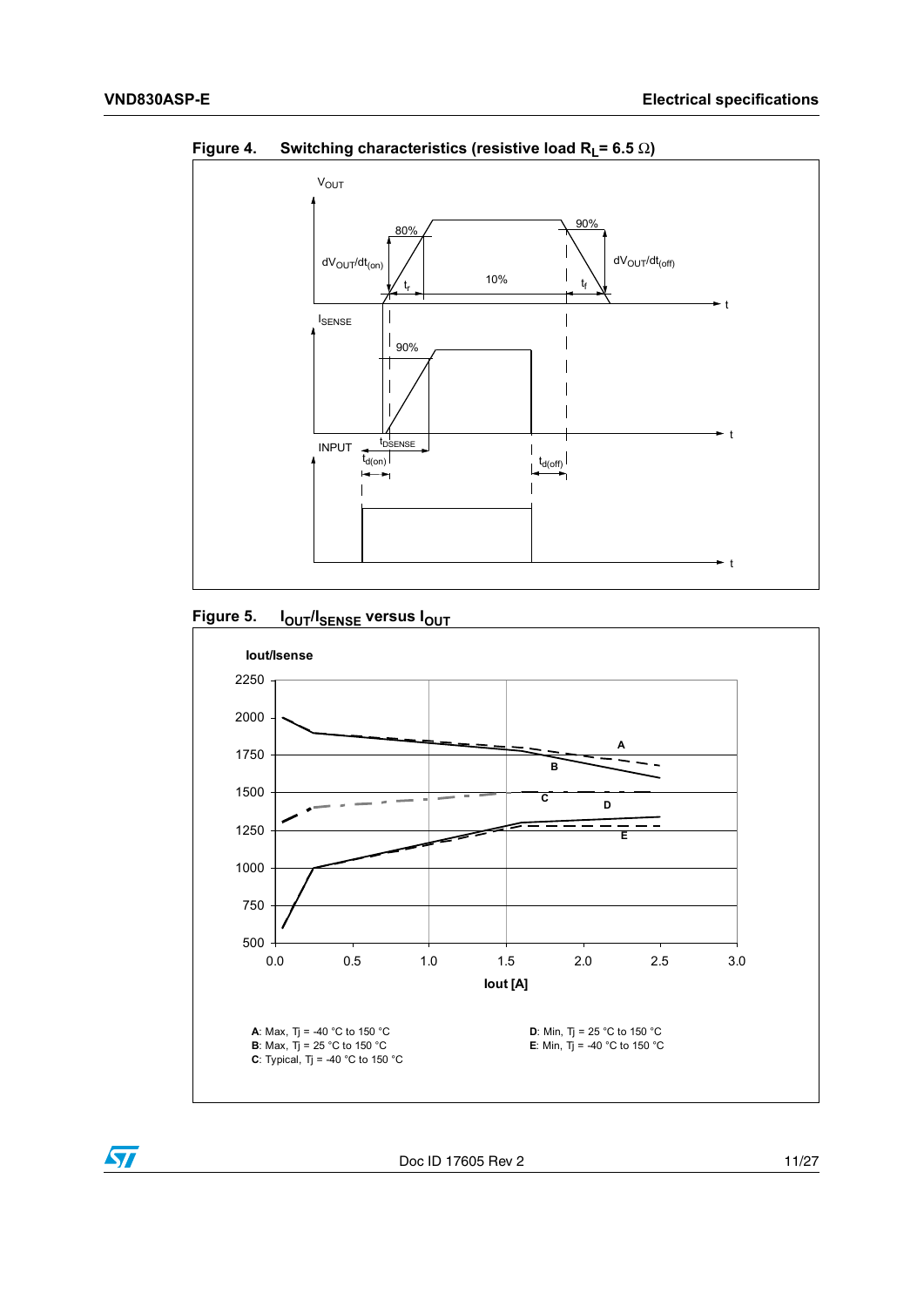Figure 4. Switching characteristics (resistive load $R_L$ = 6.5 Ω)

$V_{OUT}$

80%

90%

$dV_{OUT}/dt_{(on)}$

$dV_{OUT}/dt_{(off)}$

$t_r$

10%

$t_f$

t

$I_{SENSE}$

90%

t

INPUT

$t_{DSENSE}$

$t_{d(on)}$

$t_{d(off)}$

t

Figure 5. $I_{OUT}/I_{SENSE}$ versus $I_{OUT}$

Iout/Isense

2250

2000

1750

1500

1250

1000

750

500

0.0 0.5 1.0 1.5 2.0 2.5 3.0

Iout [A]

A

B

C

D

E

**A**: Max, Tj = -40 °C to 150 °C
**B**: Max, Tj = 25 °C to 150 °C
**C**: Typical, Tj = -40 °C to 150 °C
**D**: Min, Tj = 25 °C to 150 °C
**E**: Min, Tj = -40 °C to 150 °C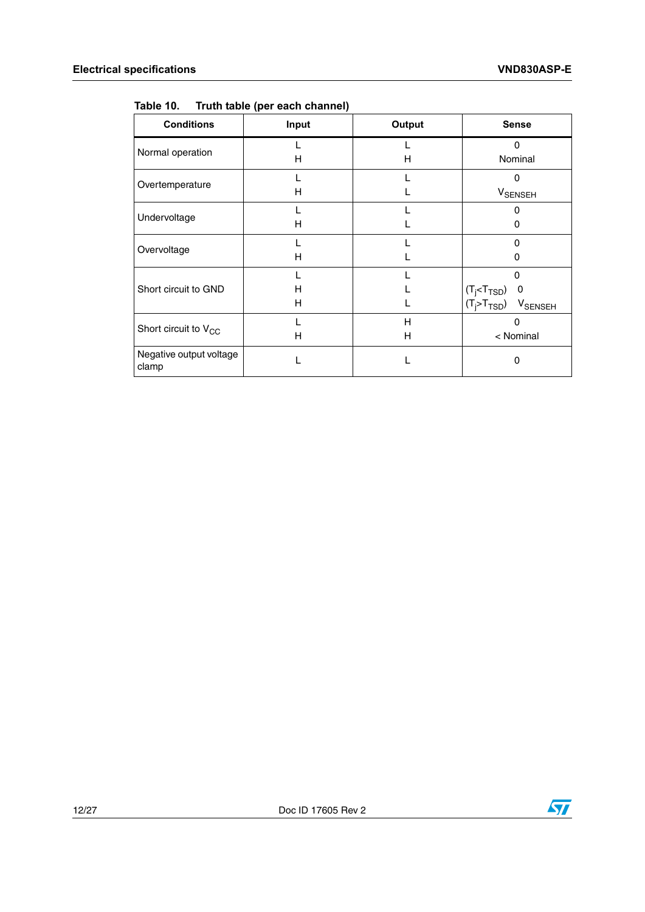Table 10. Truth table (per each channel)

| Conditions | Input | Output | Sense |
|---|---|---|---|
| Normal operation | L<br>H | L<br>H | 0<br>Nominal |
| Overtemperature | L<br>H | L<br>L | 0<br>$V_{SENSEH}$ |
| Undervoltage | L<br>H | L<br>L | 0<br>0 |
| Overvoltage | L<br>H | L<br>L | 0<br>0 |
| Short circuit to GND | L<br>H<br>H | L<br>L<br>L | 0<br>($T_j$<$T_{TSD}$) 0<br>($T_j$>$T_{TSD}$) $V_{SENSEH}$ |
| Short circuit to $V_{CC}$ | L<br>H | H<br>H | 0<br>< Nominal |
| Negative output voltage clamp | L | L | 0 |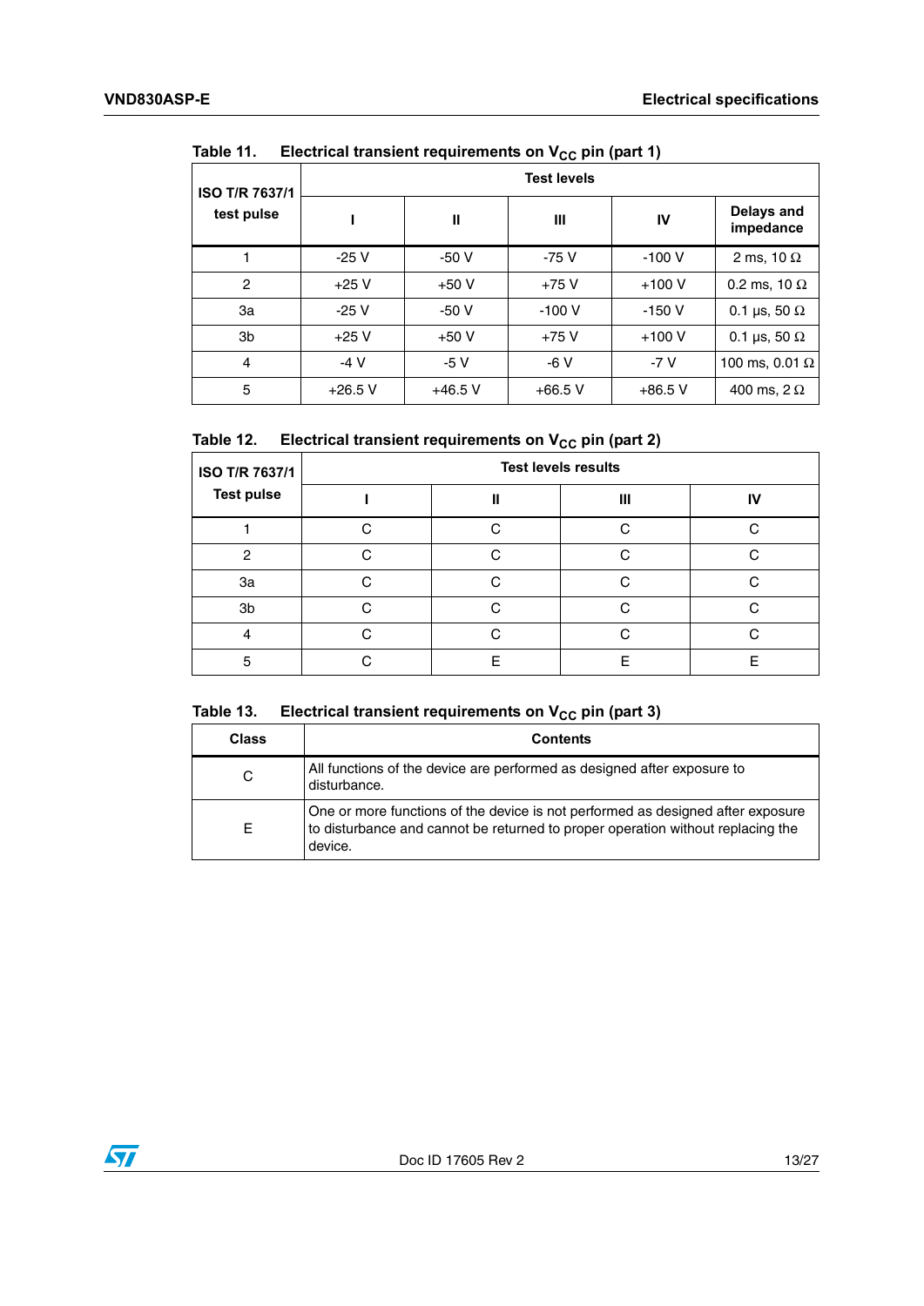Table 11. Electrical transient requirements on $V_{CC}$ pin (part 1)

| ISO T/R 7637/1 test pulse | Test levels | | | | |
|---|---|---|---|---|---|
| | I | II | III | IV | Delays and impedance |
| 1 | -25 V | -50 V | -75 V | -100 V | 2 ms, 10 Ω |
| 2 | +25 V | +50 V | +75 V | +100 V | 0.2 ms, 10 Ω |
| 3a | -25 V | -50 V | -100 V | -150 V | 0.1 µs, 50 Ω |
| 3b | +25 V | +50 V | +75 V | +100 V | 0.1 µs, 50 Ω |
| 4 | -4 V | -5 V | -6 V | -7 V | 100 ms, 0.01 Ω |
| 5 | +26.5 V | +46.5 V | +66.5 V | +86.5 V | 400 ms, 2 Ω |

Table 12. Electrical transient requirements on $V_{CC}$ pin (part 2)

| ISO T/R 7637/1 Test pulse | Test levels results | | | |
|---|---|---|---|---|
| | I | II | III | IV |
| 1 | C | C | C | C |
| 2 | C | C | C | C |
| 3a | C | C | C | C |
| 3b | C | C | C | C |
| 4 | C | C | C | C |
| 5 | C | E | E | E |

Table 13. Electrical transient requirements on $V_{CC}$ pin (part 3)

| Class | Contents |
|---|---|
| C | All functions of the device are performed as designed after exposure to disturbance. |
| E | One or more functions of the device is not performed as designed after exposure to disturbance and cannot be returned to proper operation without replacing the device. |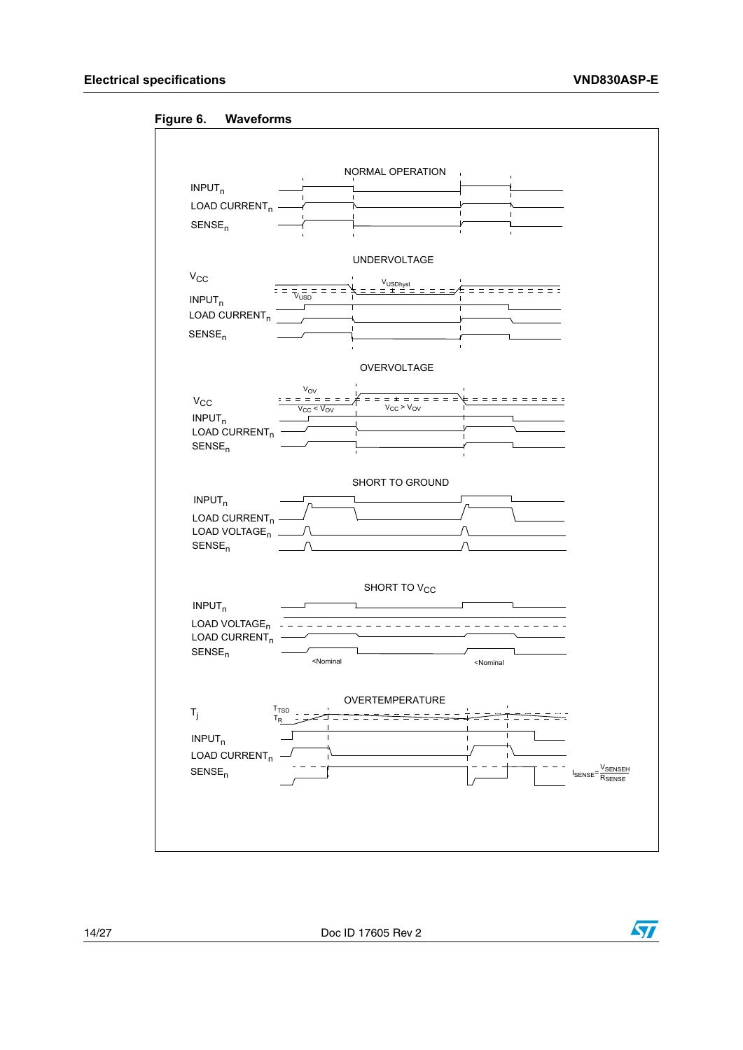**Figure 6. Waveforms**

NORMAL OPERATION

$INPUT_n$

$LOAD\ CURRENT_n$

$SENSE_n$

UNDERVOLTAGE

$V_{CC}$

$V_{USDhyst}$

$V_{USD}$

$INPUT_n$

$LOAD\ CURRENT_n$

$SENSE_n$

OVERVOLTAGE

$V_{OV}$

$V_{CC}$

$V_{CC} < V_{OV}$

$V_{CC} > V_{OV}$

$INPUT_n$

$LOAD\ CURRENT_n$

$SENSE_n$

SHORT TO GROUND

$INPUT_n$

$LOAD\ CURRENT_n$

$LOAD\ VOLTAGE_n$

$SENSE_n$

SHORT TO $V_{CC}$

$INPUT_n$

$LOAD\ VOLTAGE_n$

$LOAD\ CURRENT_n$

$SENSE_n$

<Nominal

<Nominal

OVERTEMPERATURE

$T_j$

$T_{TSD}$

$T_R$

$INPUT_n$

$LOAD\ CURRENT_n$

$SENSE_n$

$I_{SENSE} = \frac{V_{SENSEH}}{R_{SENSE}}$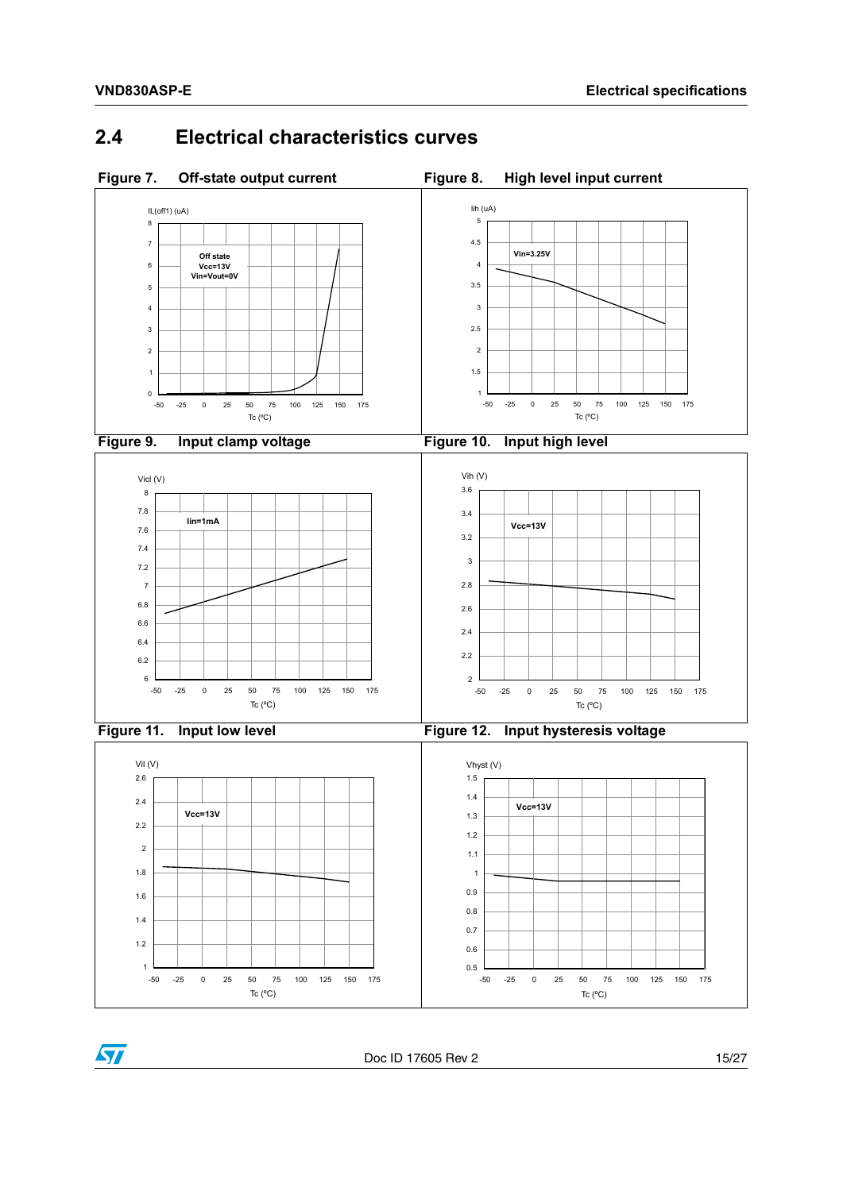## 2.4 Electrical characteristics curves

**Figure 7. Off-state output current**

**Figure 8. High level input current**

**Figure 9. Input clamp voltage**

**Figure 10. Input high level**

**Figure 11. Input low level**

**Figure 12. Input hysteresis voltage**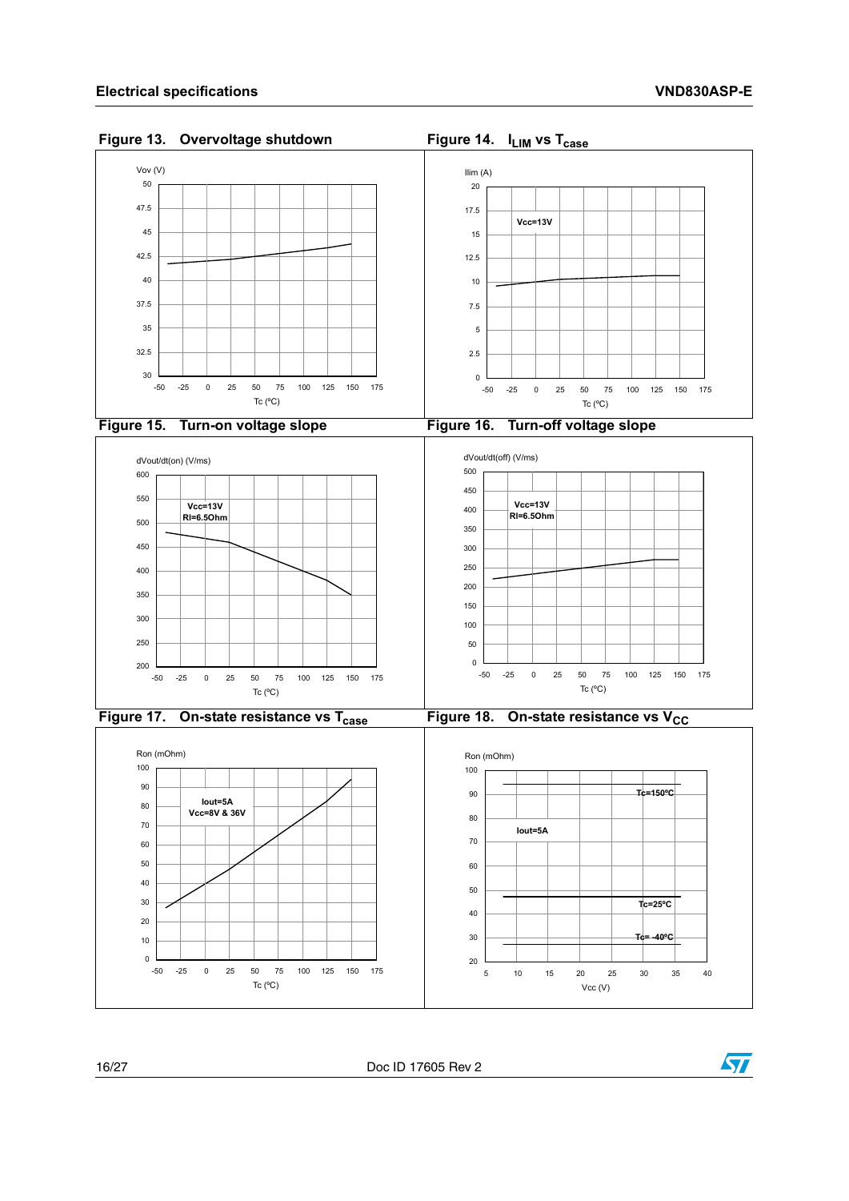**Figure 13. Overvoltage shutdown**

Vov (V)

Tc (ºC)

**Figure 14. $I_{LIM}$ vs $T_{case}$**

Ilim (A)

Vcc=13V

Tc (ºC)

**Figure 15. Turn-on voltage slope**

dVout/dt(on) (V/ms)

Vcc=13V
Rl=6.5Ohm

Tc (ºC)

**Figure 16. Turn-off voltage slope**

dVout/dt(off) (V/ms)

Vcc=13V
Rl=6.5Ohm

Tc (ºC)

**Figure 17. On-state resistance vs $T_{case}$**

Ron (mOhm)

Iout=5A
Vcc=8V & 36V

Tc (ºC)

**Figure 18. On-state resistance vs $V_{CC}$**

Ron (mOhm)

Iout=5A

Tc=150ºC

Tc=25ºC

Tc= -40ºC

Vcc (V)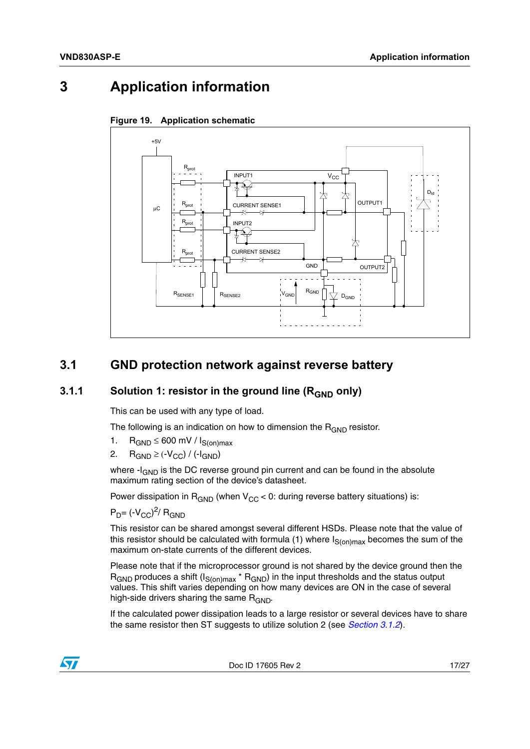# 3 Application information

**Figure 19. Application schematic**

## 3.1 GND protection network against reverse battery

### 3.1.1 Solution 1: resistor in the ground line ($R_{GND}$ only)

This can be used with any type of load.

The following is an indication on how to dimension the $R_{GND}$ resistor.

1. $R_{GND} \leq 600\ mV / I_{S(on)max}$
2. $R_{GND} \geq (-V_{CC}) / (-I_{GND})$

where $-I_{GND}$ is the DC reverse ground pin current and can be found in the absolute maximum rating section of the device's datasheet.

Power dissipation in $R_{GND}$ (when $V_{CC} < 0$: during reverse battery situations) is:

$P_D = (-V_{CC})^2 / R_{GND}$

This resistor can be shared amongst several different HSDs. Please note that the value of this resistor should be calculated with formula (1) where $I_{S(on)max}$ becomes the sum of the maximum on-state currents of the different devices.

Please note that if the microprocessor ground is not shared by the device ground then the $R_{GND}$ produces a shift ($I_{S(on)max} * R_{GND}$) in the input thresholds and the status output values. This shift varies depending on how many devices are ON in the case of several high-side drivers sharing the same $R_{GND}$.

If the calculated power dissipation leads to a large resistor or several devices have to share the same resistor then ST suggests to utilize solution 2 (see *Section 3.1.2*).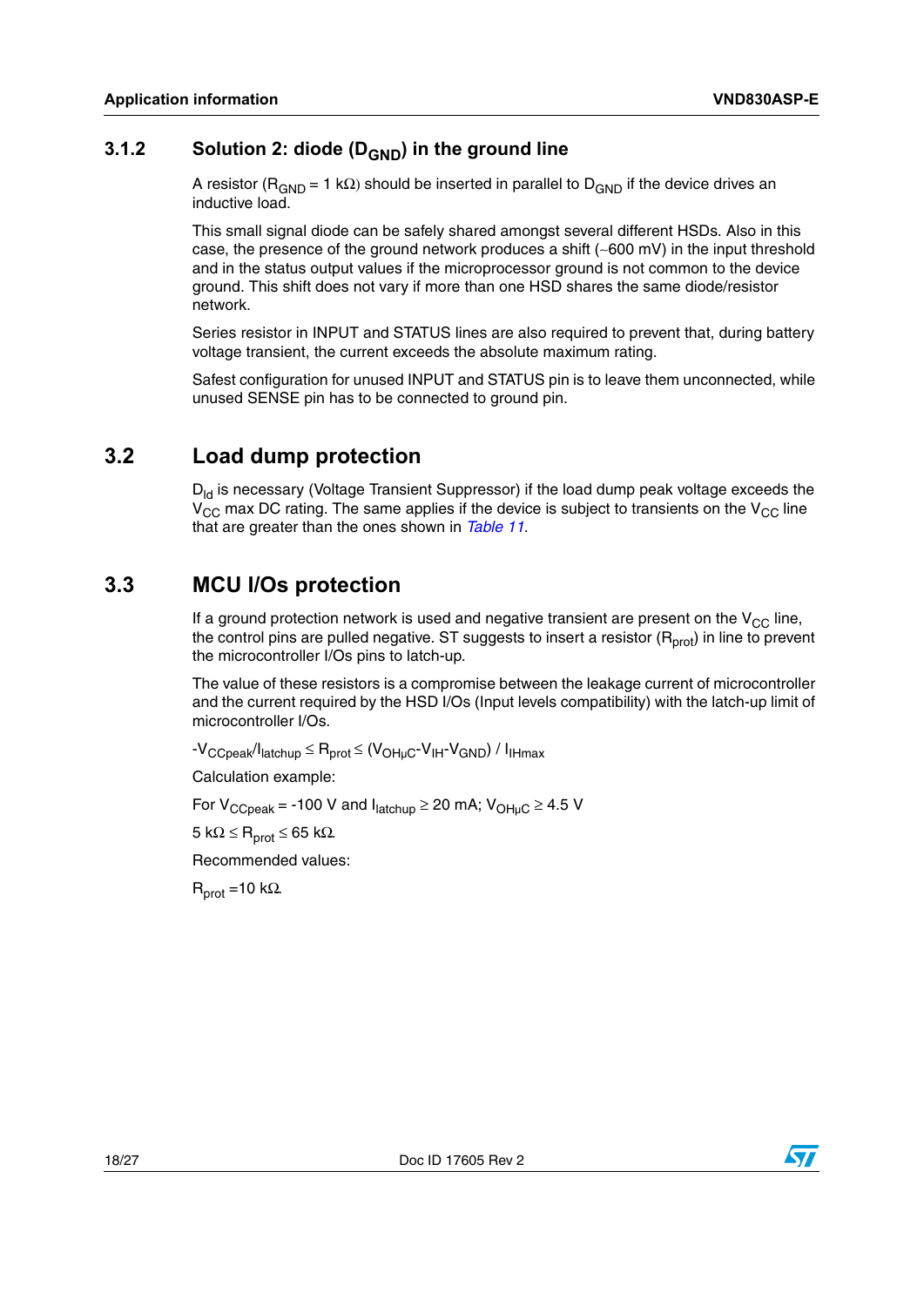### 3.1.2 Solution 2: diode ($D_{GND}$) in the ground line

A resistor ($R_{GND}$ = 1 kΩ) should be inserted in parallel to $D_{GND}$ if the device drives an inductive load.

This small signal diode can be safely shared amongst several different HSDs. Also in this case, the presence of the ground network produces a shift (~600 mV) in the input threshold and in the status output values if the microprocessor ground is not common to the device ground. This shift does not vary if more than one HSD shares the same diode/resistor network.

Series resistor in INPUT and STATUS lines are also required to prevent that, during battery voltage transient, the current exceeds the absolute maximum rating.

Safest configuration for unused INPUT and STATUS pin is to leave them unconnected, while unused SENSE pin has to be connected to ground pin.

## 3.2 Load dump protection

$D_{ld}$ is necessary (Voltage Transient Suppressor) if the load dump peak voltage exceeds the $V_{CC}$ max DC rating. The same applies if the device is subject to transients on the $V_{CC}$ line that are greater than the ones shown in *Table 11*.

## 3.3 MCU I/Os protection

If a ground protection network is used and negative transient are present on the $V_{CC}$ line, the control pins are pulled negative. ST suggests to insert a resistor ($R_{prot}$) in line to prevent the microcontroller I/Os pins to latch-up.

The value of these resistors is a compromise between the leakage current of microcontroller and the current required by the HSD I/Os (Input levels compatibility) with the latch-up limit of microcontroller I/Os.

$-V_{CCpeak}/I_{latchup} \leq R_{prot} \leq (V_{OH\mu C}-V_{IH}-V_{GND}) / I_{IHmax}$

Calculation example:

For $V_{CCpeak}$ = -100 V and $I_{latchup} \geq$ 20 mA; $V_{OH\mu C} \geq$ 4.5 V

5 kΩ $\leq R_{prot} \leq$ 65 kΩ.

Recommended values:

$R_{prot}$ =10 kΩ.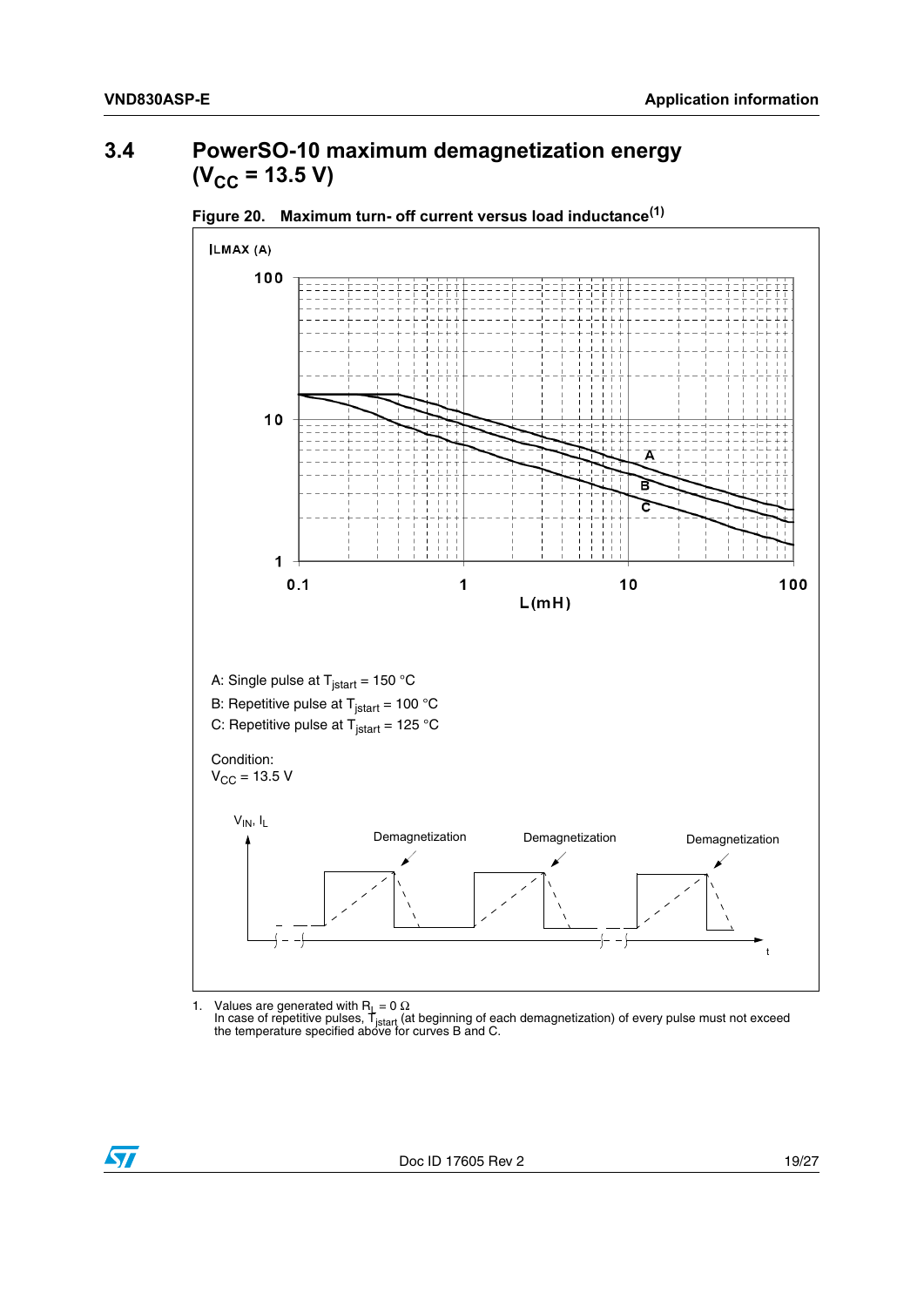### 3.4 PowerSO-10 maximum demagnetization energy ($V_{CC}$ = 13.5 V)

**Figure 20. Maximum turn- off current versus load inductance[(1)]**

A: Single pulse at $T_{jstart}$ = 150 °C

B: Repetitive pulse at $T_{jstart}$ = 100 °C

C: Repetitive pulse at $T_{jstart}$ = 125 °C

Condition:

$V_{CC}$ = 13.5 V

1. Values are generated with $R_L$ = 0 Ω
   In case of repetitive pulses, $T_{jstart}$ (at beginning of each demagnetization) of every pulse must not exceed the temperature specified above for curves B and C.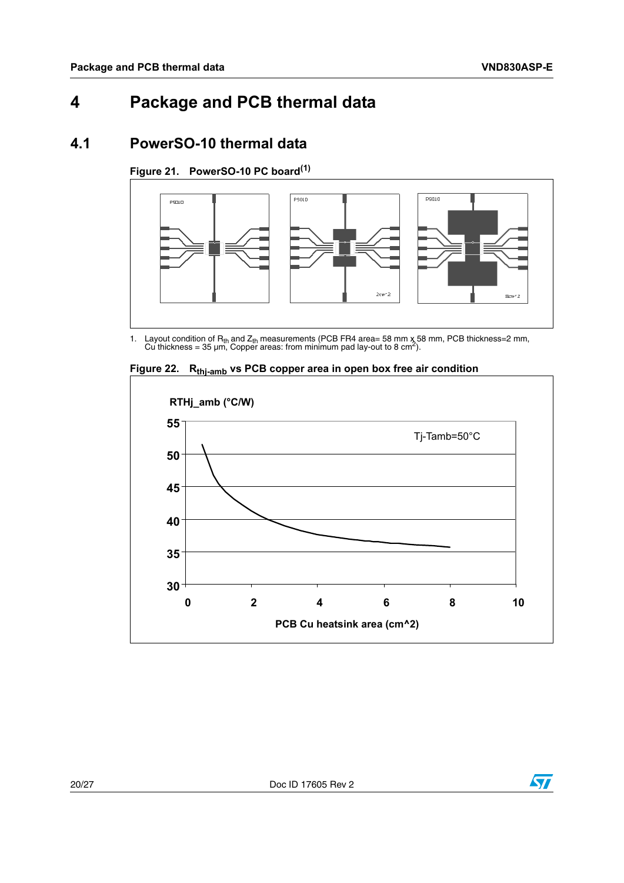# 4 Package and PCB thermal data

## 4.1 PowerSO-10 thermal data

**Figure 21. PowerSO-10 PC board(1)**

1. Layout condition of $R_{th}$ and $Z_{th}$ measurements (PCB FR4 area= 58 mm x 58 mm, PCB thickness=2 mm, Cu thickness = 35 µm, Copper areas: from minimum pad lay-out to 8 $cm^2$).

**Figure 22. $R_{thj-amb}$ vs PCB copper area in open box free air condition**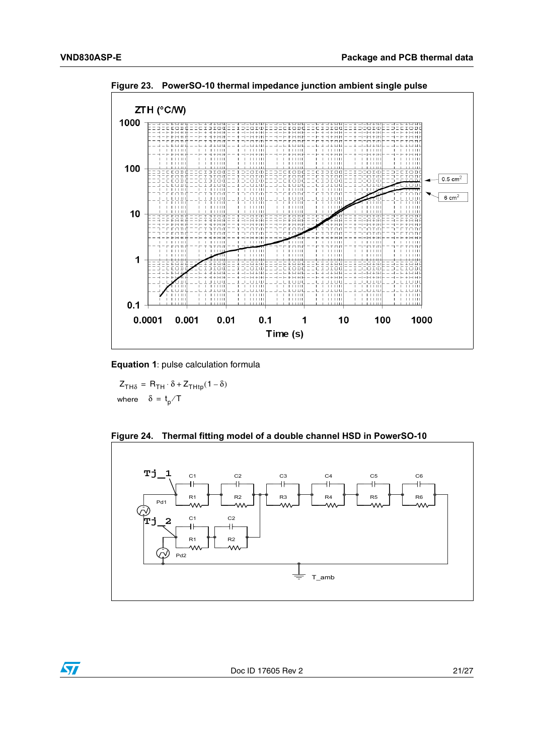Figure 23. PowerSO-10 thermal impedance junction ambient single pulse

**Equation 1**: pulse calculation formula

$$Z_{TH\delta} = R_{TH} \cdot \delta + Z_{THtp}(1 - \delta)$$

where $\delta = t_p / T$

Figure 24. Thermal fitting model of a double channel HSD in PowerSO-10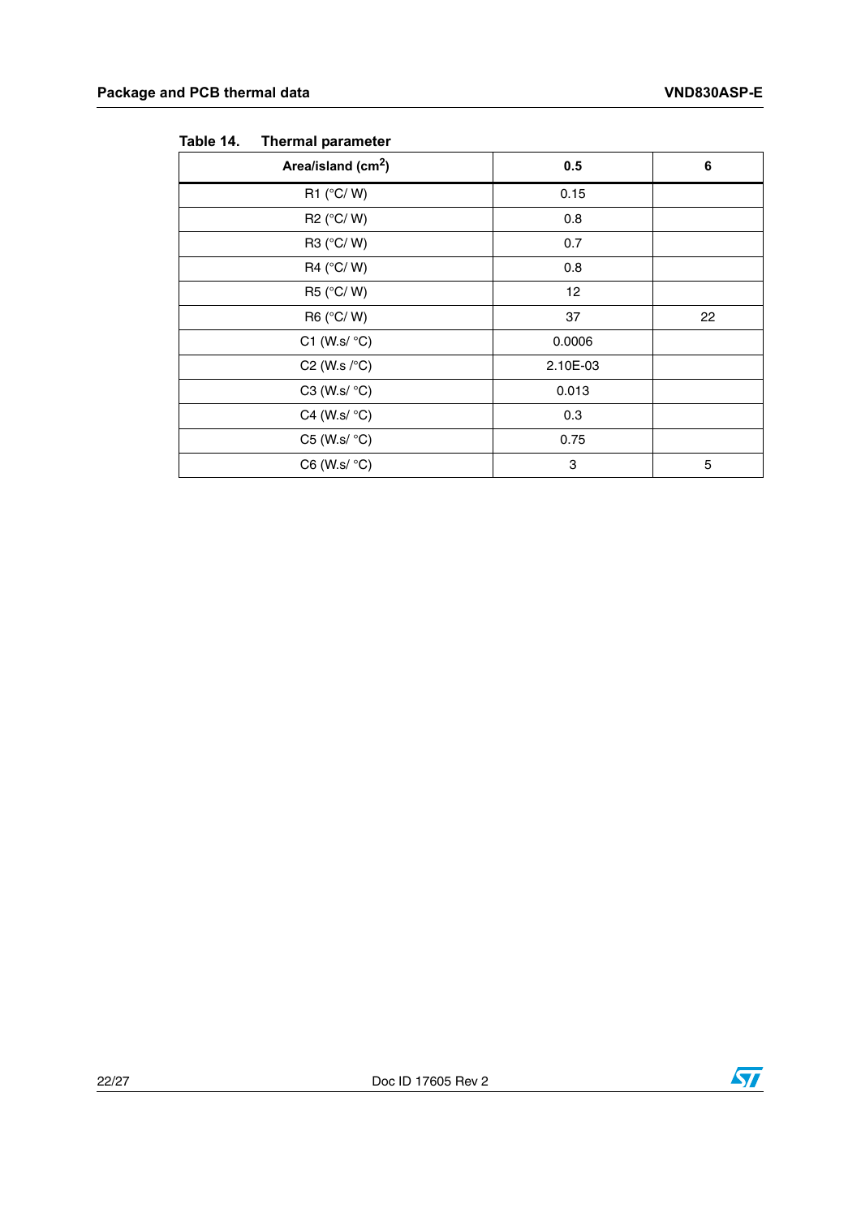Table 14. Thermal parameter

| Area/island ($cm^2$) | 0.5 | 6 |
|---|---|---|
| R1 (°C/ W) | 0.15 | |
| R2 (°C/ W) | 0.8 | |
| R3 (°C/ W) | 0.7 | |
| R4 (°C/ W) | 0.8 | |
| R5 (°C/ W) | 12 | |
| R6 (°C/ W) | 37 | 22 |
| C1 (W.s/ °C) | 0.0006 | |
| C2 (W.s /°C) | 2.10E-03 | |
| C3 (W.s/ °C) | 0.013 | |
| C4 (W.s/ °C) | 0.3 | |
| C5 (W.s/ °C) | 0.75 | |
| C6 (W.s/ °C) | 3 | 5 |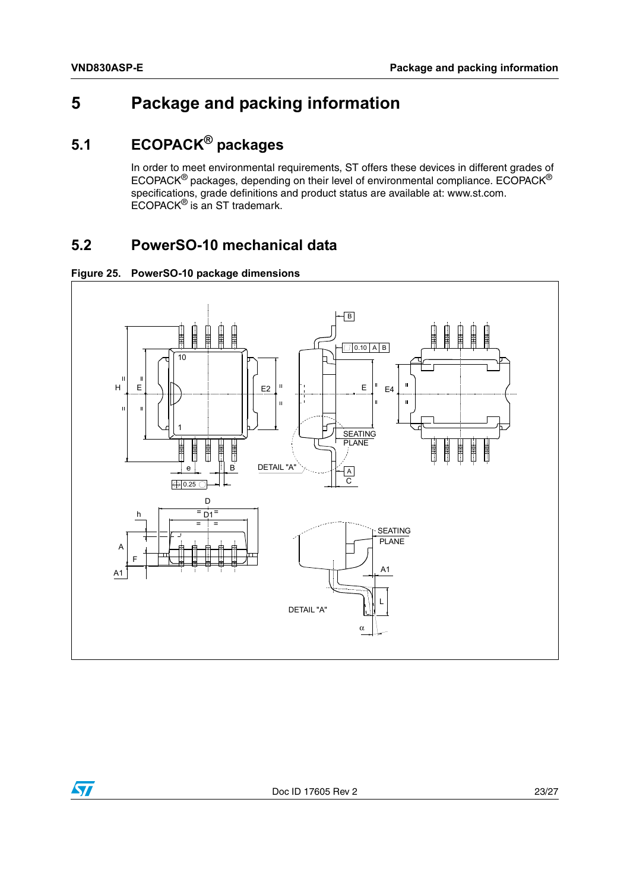# 5 Package and packing information

## 5.1 ECOPACK® packages

In order to meet environmental requirements, ST offers these devices in different grades of ECOPACK® packages, depending on their level of environmental compliance. ECOPACK® specifications, grade definitions and product status are available at: www.st.com. ECOPACK® is an ST trademark.

## 5.2 PowerSO-10 mechanical data

**Figure 25. PowerSO-10 package dimensions**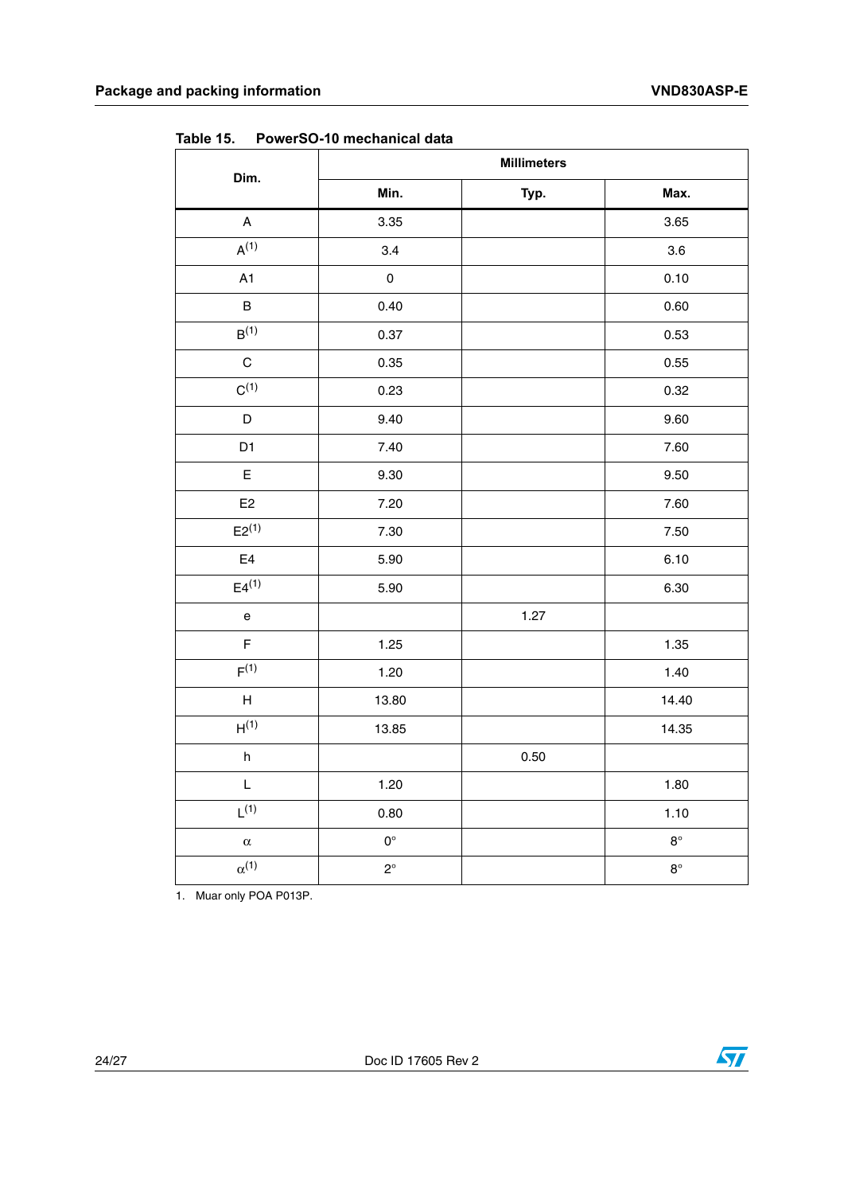Table 15. PowerSO-10 mechanical data

| Dim. | Millimeters | | |
|---|---|---|---|
| | Min. | Typ. | Max. |
| A | 3.35 | | 3.65 |
| A[(1)] | 3.4 | | 3.6 |
| A1 | 0 | | 0.10 |
| B | 0.40 | | 0.60 |
| B[(1)] | 0.37 | | 0.53 |
| C | 0.35 | | 0.55 |
| C[(1)] | 0.23 | | 0.32 |
| D | 9.40 | | 9.60 |
| D1 | 7.40 | | 7.60 |
| E | 9.30 | | 9.50 |
| E2 | 7.20 | | 7.60 |
| E2[(1)] | 7.30 | | 7.50 |
| E4 | 5.90 | | 6.10 |
| E4[(1)] | 5.90 | | 6.30 |
| e | | 1.27 | |
| F | 1.25 | | 1.35 |
| F[(1)] | 1.20 | | 1.40 |
| H | 13.80 | | 14.40 |
| H[(1)] | 13.85 | | 14.35 |
| h | | 0.50 | |
| L | 1.20 | | 1.80 |
| L[(1)] | 0.80 | | 1.10 |
| $\alpha$ | 0° | | 8° |
| $\alpha$[(1)] | 2° | | 8° |

1. Muar only POA P013P.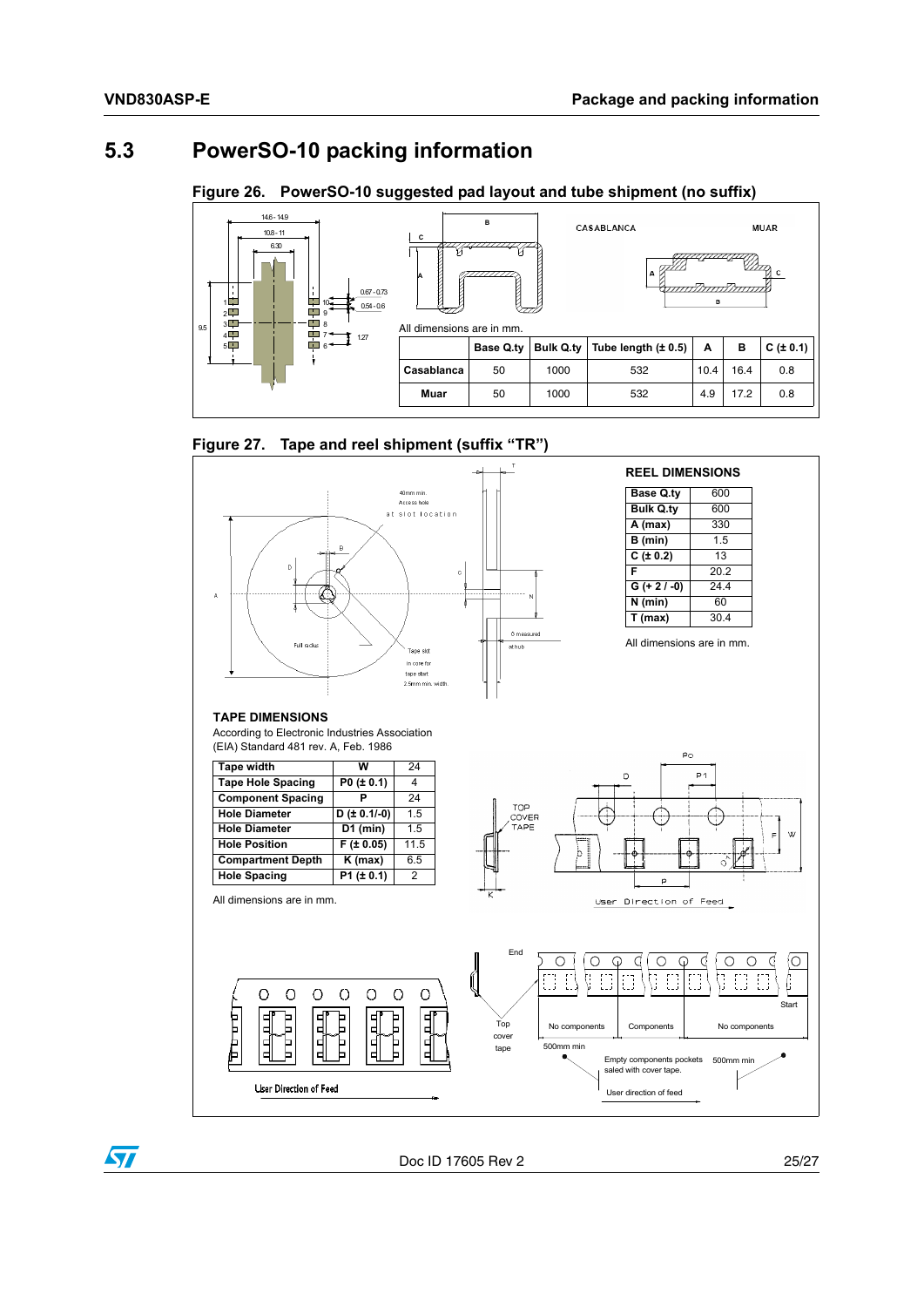## 5.3 PowerSO-10 packing information

**Figure 26. PowerSO-10 suggested pad layout and tube shipment (no suffix)**

All dimensions are in mm.

| | Base Q.ty | Bulk Q.ty | Tube length (± 0.5) | A | B | C (± 0.1) |
|---|---|---|---|---|---|---|
| Casablanca | 50 | 1000 | 532 | 10.4 | 16.4 | 0.8 |
| Muar | 50 | 1000 | 532 | 4.9 | 17.2 | 0.8 |

**Figure 27. Tape and reel shipment (suffix "TR")**

**REEL DIMENSIONS**

| | |
|---|---|
| Base Q.ty | 600 |
| Bulk Q.ty | 600 |
| A (max) | 330 |
| B (min) | 1.5 |
| C (± 0.2) | 13 |
| F | 20.2 |
| G (+ 2 / -0) | 24.4 |
| N (min) | 60 |
| T (max) | 30.4 |

All dimensions are in mm.

**TAPE DIMENSIONS**

According to Electronic Industries Association (EIA) Standard 481 rev. A, Feb. 1986

| | | |
|---|---|---|
| Tape width | W | 24 |
| Tape Hole Spacing | P0 (± 0.1) | 4 |
| Component Spacing | P | 24 |
| Hole Diameter | D (± 0.1/-0) | 1.5 |
| Hole Diameter | D1 (min) | 1.5 |
| Hole Position | F (± 0.05) | 11.5 |
| Compartment Depth | K (max) | 6.5 |
| Hole Spacing | P1 (± 0.1) | 2 |

All dimensions are in mm.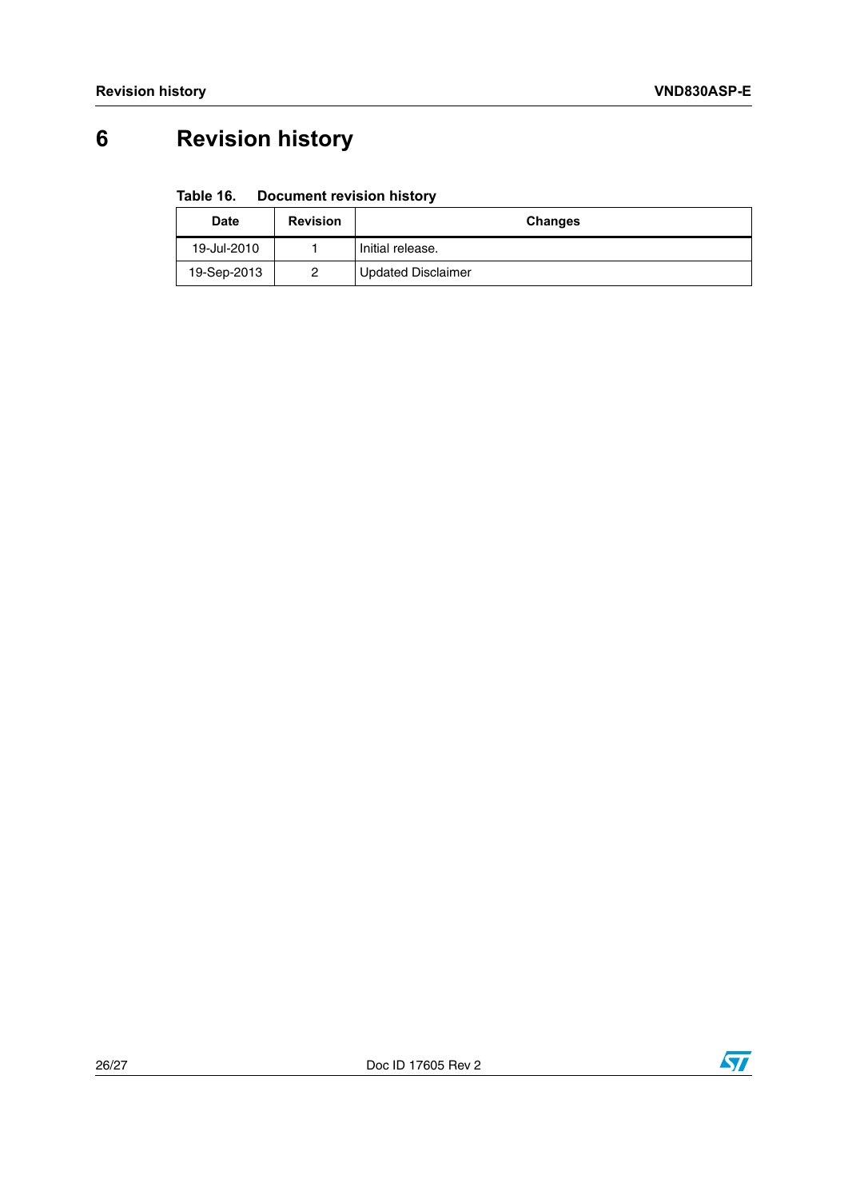# 6 Revision history

**Table 16. Document revision history**

| Date | Revision | Changes |
|---|---|---|
| 19-Jul-2010 | 1 | Initial release. |
| 19-Sep-2013 | 2 | Updated Disclaimer |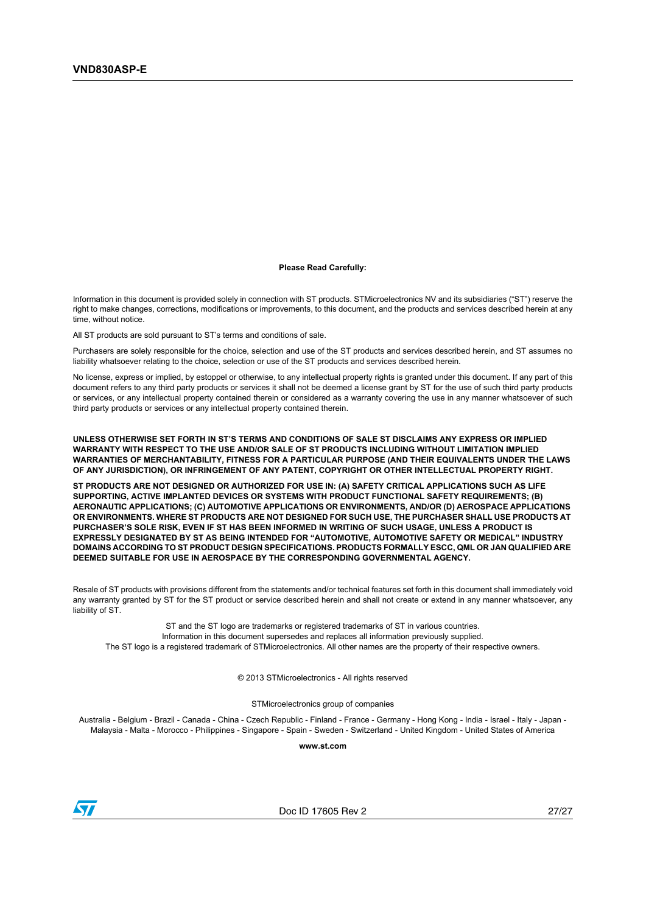**Please Read Carefully:**

Information in this document is provided solely in connection with ST products. STMicroelectronics NV and its subsidiaries (“ST”) reserve the right to make changes, corrections, modifications or improvements, to this document, and the products and services described herein at any time, without notice.

All ST products are sold pursuant to ST’s terms and conditions of sale.

Purchasers are solely responsible for the choice, selection and use of the ST products and services described herein, and ST assumes no liability whatsoever relating to the choice, selection or use of the ST products and services described herein.

No license, express or implied, by estoppel or otherwise, to any intellectual property rights is granted under this document. If any part of this document refers to any third party products or services it shall not be deemed a license grant by ST for the use of such third party products or services, or any intellectual property contained therein or considered as a warranty covering the use in any manner whatsoever of such third party products or services or any intellectual property contained therein.

**UNLESS OTHERWISE SET FORTH IN ST’S TERMS AND CONDITIONS OF SALE ST DISCLAIMS ANY EXPRESS OR IMPLIED WARRANTY WITH RESPECT TO THE USE AND/OR SALE OF ST PRODUCTS INCLUDING WITHOUT LIMITATION IMPLIED WARRANTIES OF MERCHANTABILITY, FITNESS FOR A PARTICULAR PURPOSE (AND THEIR EQUIVALENTS UNDER THE LAWS OF ANY JURISDICTION), OR INFRINGEMENT OF ANY PATENT, COPYRIGHT OR OTHER INTELLECTUAL PROPERTY RIGHT.**

**ST PRODUCTS ARE NOT DESIGNED OR AUTHORIZED FOR USE IN: (A) SAFETY CRITICAL APPLICATIONS SUCH AS LIFE SUPPORTING, ACTIVE IMPLANTED DEVICES OR SYSTEMS WITH PRODUCT FUNCTIONAL SAFETY REQUIREMENTS; (B) AERONAUTIC APPLICATIONS; (C) AUTOMOTIVE APPLICATIONS OR ENVIRONMENTS, AND/OR (D) AEROSPACE APPLICATIONS OR ENVIRONMENTS. WHERE ST PRODUCTS ARE NOT DESIGNED FOR SUCH USE, THE PURCHASER SHALL USE PRODUCTS AT PURCHASER’S SOLE RISK, EVEN IF ST HAS BEEN INFORMED IN WRITING OF SUCH USAGE, UNLESS A PRODUCT IS EXPRESSLY DESIGNATED BY ST AS BEING INTENDED FOR “AUTOMOTIVE, AUTOMOTIVE SAFETY OR MEDICAL” INDUSTRY DOMAINS ACCORDING TO ST PRODUCT DESIGN SPECIFICATIONS. PRODUCTS FORMALLY ESCC, QML OR JAN QUALIFIED ARE DEEMED SUITABLE FOR USE IN AEROSPACE BY THE CORRESPONDING GOVERNMENTAL AGENCY.**

Resale of ST products with provisions different from the statements and/or technical features set forth in this document shall immediately void any warranty granted by ST for the ST product or service described herein and shall not create or extend in any manner whatsoever, any liability of ST.

ST and the ST logo are trademarks or registered trademarks of ST in various countries.
Information in this document supersedes and replaces all information previously supplied.
The ST logo is a registered trademark of STMicroelectronics. All other names are the property of their respective owners.

© 2013 STMicroelectronics - All rights reserved

STMicroelectronics group of companies

Australia - Belgium - Brazil - Canada - China - Czech Republic - Finland - France - Germany - Hong Kong - India - Israel - Italy - Japan - Malaysia - Malta - Morocco - Philippines - Singapore - Spain - Sweden - Switzerland - United Kingdom - United States of America

**www.st.com**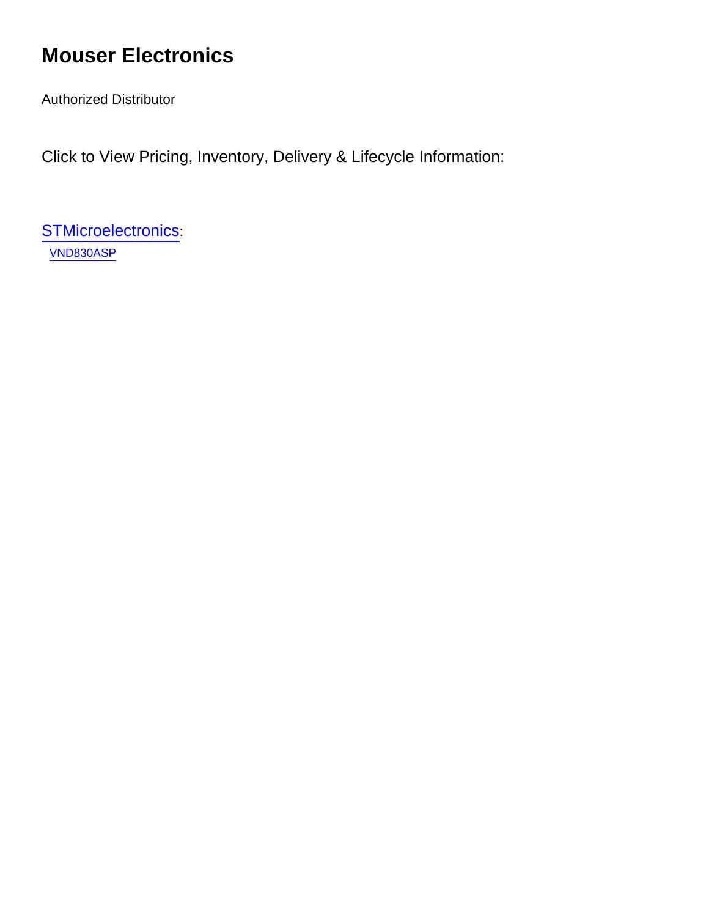# Mouser Electronics

Authorized Distributor

Click to View Pricing, Inventory, Delivery & Lifecycle Information:

STMicroelectronics:

VND830ASP